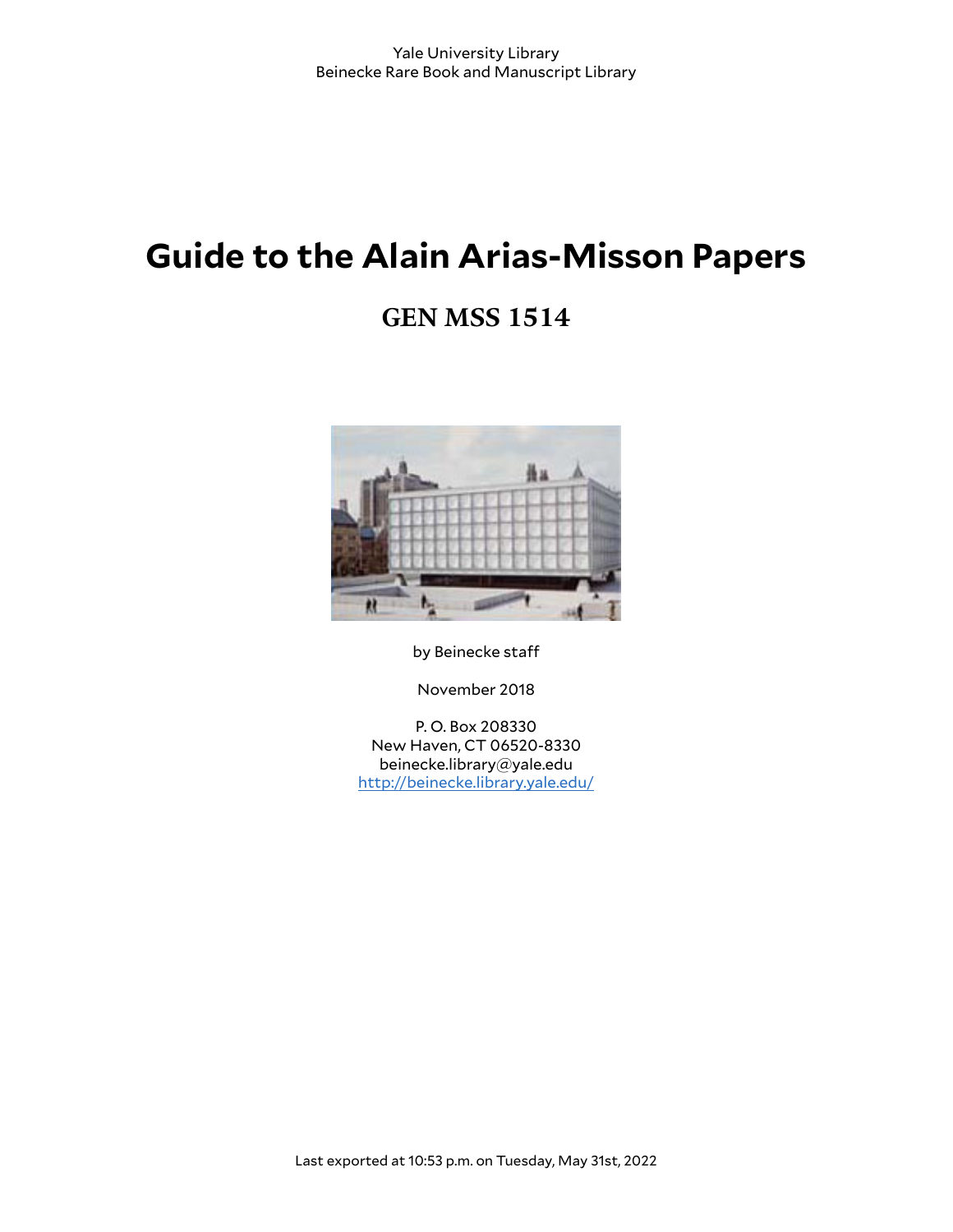Yale University Library
Beinecke Rare Book and Manuscript Library

# Guide to the Alain Arias-Misson Papers

## GEN MSS 1514

by Beinecke staff

November 2018

P. O. Box 208330
New Haven, CT 06520-8330
beinecke.library@yale.edu
http://beinecke.library.yale.edu/

Last exported at 10:53 p.m. on Tuesday, May 31st, 2022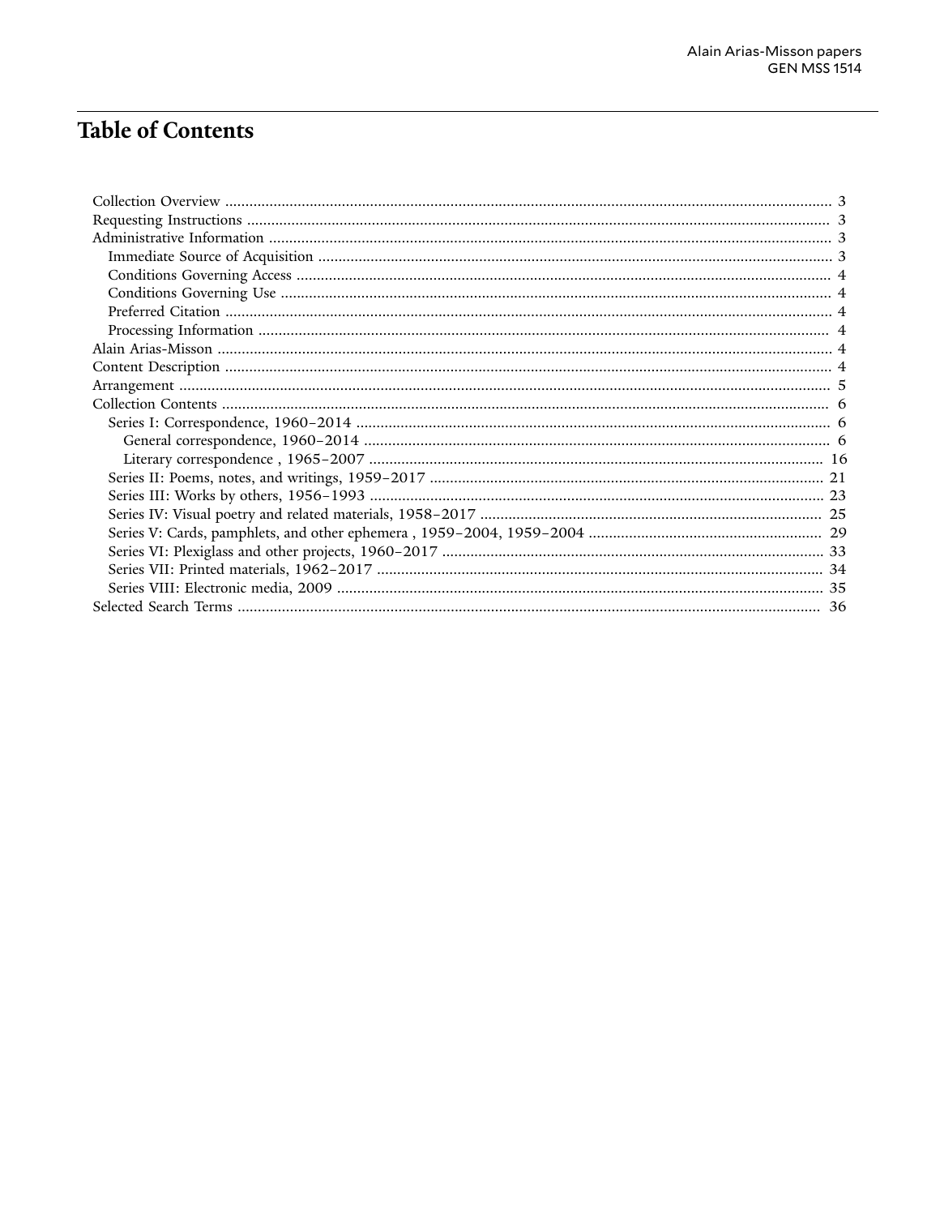# Table of Contents

- Collection Overview ... 3
- Requesting Instructions ... 3
- Administrative Information ... 3
  - Immediate Source of Acquisition ... 3
  - Conditions Governing Access ... 4
  - Conditions Governing Use ... 4
  - Preferred Citation ... 4
  - Processing Information ... 4
- Alain Arias-Misson ... 4
- Content Description ... 4
- Arrangement ... 5
- Collection Contents ... 6
  - Series I: Correspondence, 1960–2014 ... 6
    - General correspondence, 1960–2014 ... 6
    - Literary correspondence , 1965–2007 ... 16
  - Series II: Poems, notes, and writings, 1959–2017 ... 21
  - Series III: Works by others, 1956–1993 ... 23
  - Series IV: Visual poetry and related materials, 1958–2017 ... 25
  - Series V: Cards, pamphlets, and other ephemera , 1959–2004, 1959–2004 ... 29
  - Series VI: Plexiglass and other projects, 1960–2017 ... 33
  - Series VII: Printed materials, 1962–2017 ... 34
  - Series VIII: Electronic media, 2009 ... 35
- Selected Search Terms ... 36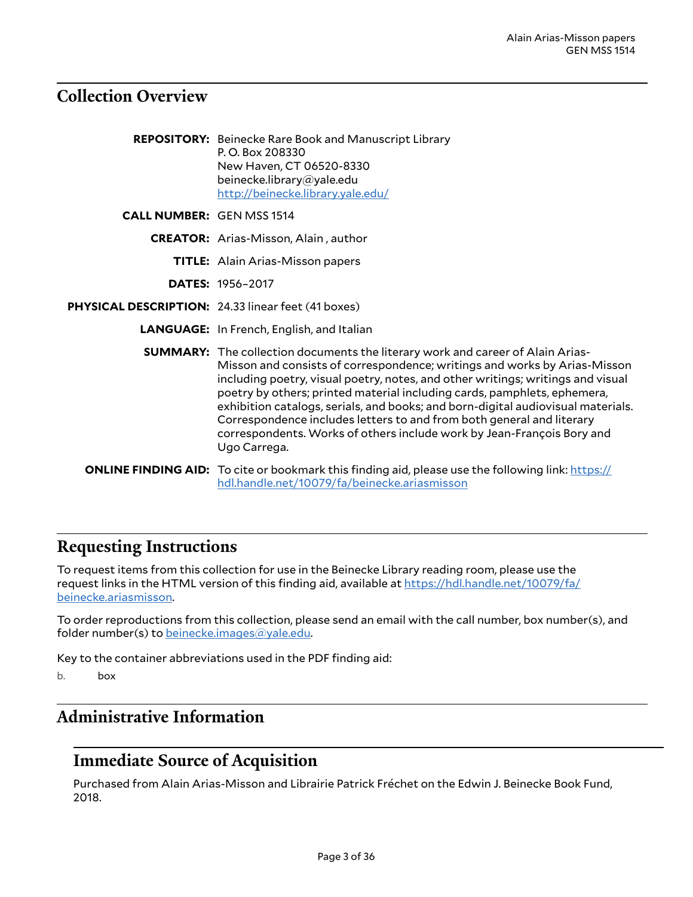## Collection Overview

**REPOSITORY:** Beinecke Rare Book and Manuscript Library
P. O. Box 208330
New Haven, CT 06520-8330
beinecke.library@yale.edu
http://beinecke.library.yale.edu/

**CALL NUMBER:** GEN MSS 1514

**CREATOR:** Arias-Misson, Alain , author

**TITLE:** Alain Arias-Misson papers

**DATES:** 1956–2017

**PHYSICAL DESCRIPTION:** 24.33 linear feet (41 boxes)

**LANGUAGE:** In French, English, and Italian

**SUMMARY:** The collection documents the literary work and career of Alain Arias-Misson and consists of correspondence; writings and works by Arias-Misson including poetry, visual poetry, notes, and other writings; writings and visual poetry by others; printed material including cards, pamphlets, ephemera, exhibition catalogs, serials, and books; and born-digital audiovisual materials. Correspondence includes letters to and from both general and literary correspondents. Works of others include work by Jean-François Bory and Ugo Carrega.

**ONLINE FINDING AID:** To cite or bookmark this finding aid, please use the following link: https://hdl.handle.net/10079/fa/beinecke.ariasmisson

## Requesting Instructions

To request items from this collection for use in the Beinecke Library reading room, please use the request links in the HTML version of this finding aid, available at https://hdl.handle.net/10079/fa/beinecke.ariasmisson.

To order reproductions from this collection, please send an email with the call number, box number(s), and folder number(s) to beinecke.images@yale.edu.

Key to the container abbreviations used in the PDF finding aid:

b. box

## Administrative Information

### Immediate Source of Acquisition

Purchased from Alain Arias-Misson and Librairie Patrick Fréchet on the Edwin J. Beinecke Book Fund, 2018.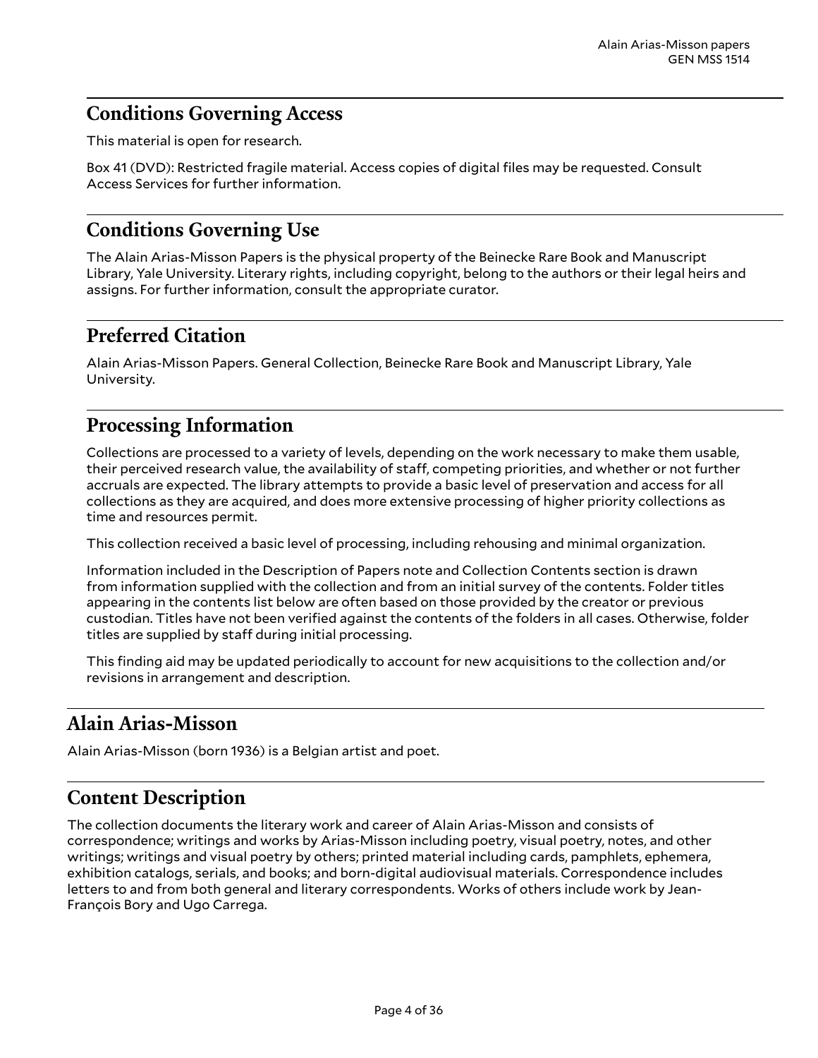## Conditions Governing Access

This material is open for research.

Box 41 (DVD): Restricted fragile material. Access copies of digital files may be requested. Consult Access Services for further information.

## Conditions Governing Use

The Alain Arias-Misson Papers is the physical property of the Beinecke Rare Book and Manuscript Library, Yale University. Literary rights, including copyright, belong to the authors or their legal heirs and assigns. For further information, consult the appropriate curator.

## Preferred Citation

Alain Arias-Misson Papers. General Collection, Beinecke Rare Book and Manuscript Library, Yale University.

## Processing Information

Collections are processed to a variety of levels, depending on the work necessary to make them usable, their perceived research value, the availability of staff, competing priorities, and whether or not further accruals are expected. The library attempts to provide a basic level of preservation and access for all collections as they are acquired, and does more extensive processing of higher priority collections as time and resources permit.

This collection received a basic level of processing, including rehousing and minimal organization.

Information included in the Description of Papers note and Collection Contents section is drawn from information supplied with the collection and from an initial survey of the contents. Folder titles appearing in the contents list below are often based on those provided by the creator or previous custodian. Titles have not been verified against the contents of the folders in all cases. Otherwise, folder titles are supplied by staff during initial processing.

This finding aid may be updated periodically to account for new acquisitions to the collection and/or revisions in arrangement and description.

## Alain Arias-Misson

Alain Arias-Misson (born 1936) is a Belgian artist and poet.

## Content Description

The collection documents the literary work and career of Alain Arias-Misson and consists of correspondence; writings and works by Arias-Misson including poetry, visual poetry, notes, and other writings; writings and visual poetry by others; printed material including cards, pamphlets, ephemera, exhibition catalogs, serials, and books; and born-digital audiovisual materials. Correspondence includes letters to and from both general and literary correspondents. Works of others include work by Jean-François Bory and Ugo Carrega.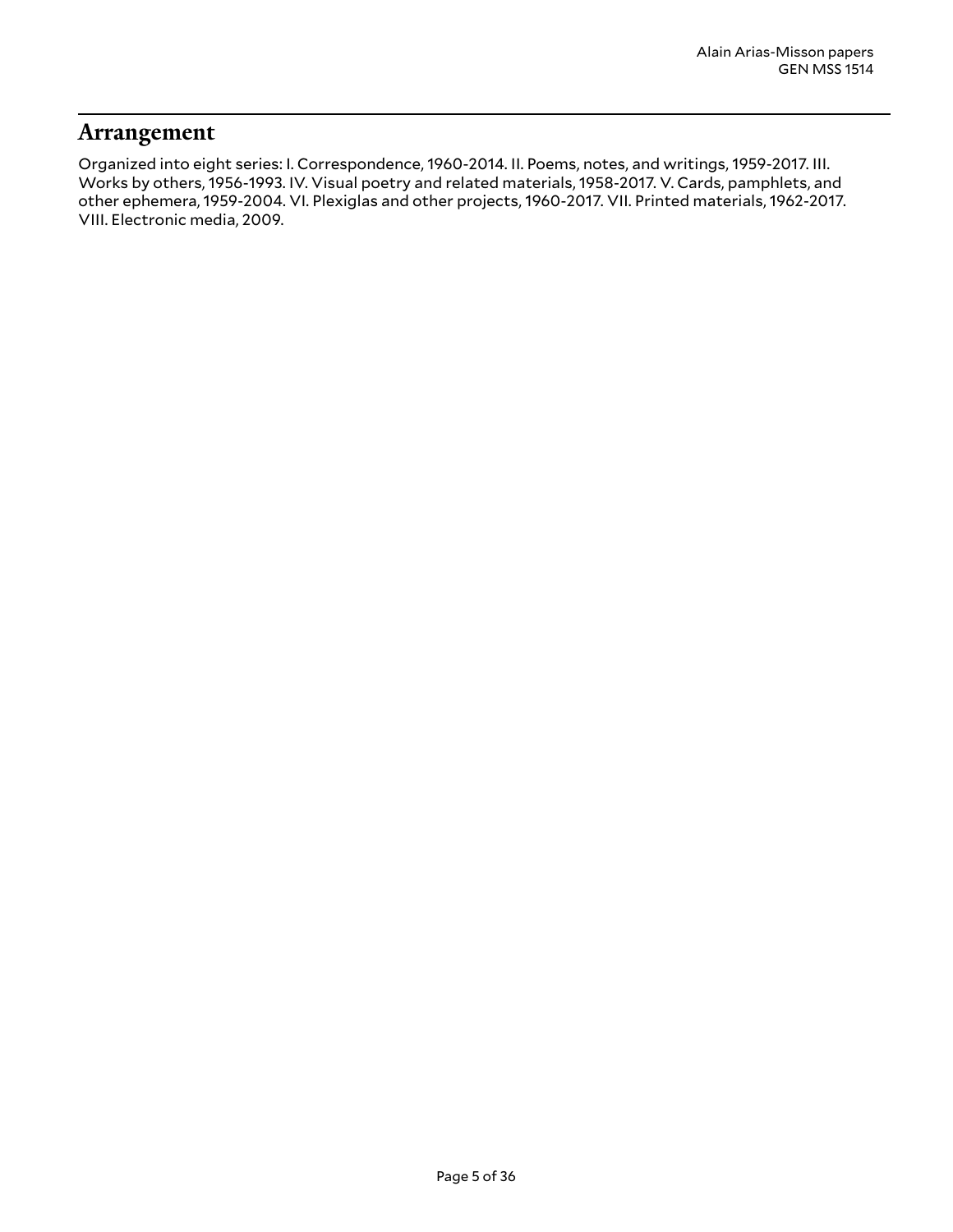## Arrangement

Organized into eight series: I. Correspondence, 1960-2014. II. Poems, notes, and writings, 1959-2017. III. Works by others, 1956-1993. IV. Visual poetry and related materials, 1958-2017. V. Cards, pamphlets, and other ephemera, 1959-2004. VI. Plexiglas and other projects, 1960-2017. VII. Printed materials, 1962-2017. VIII. Electronic media, 2009.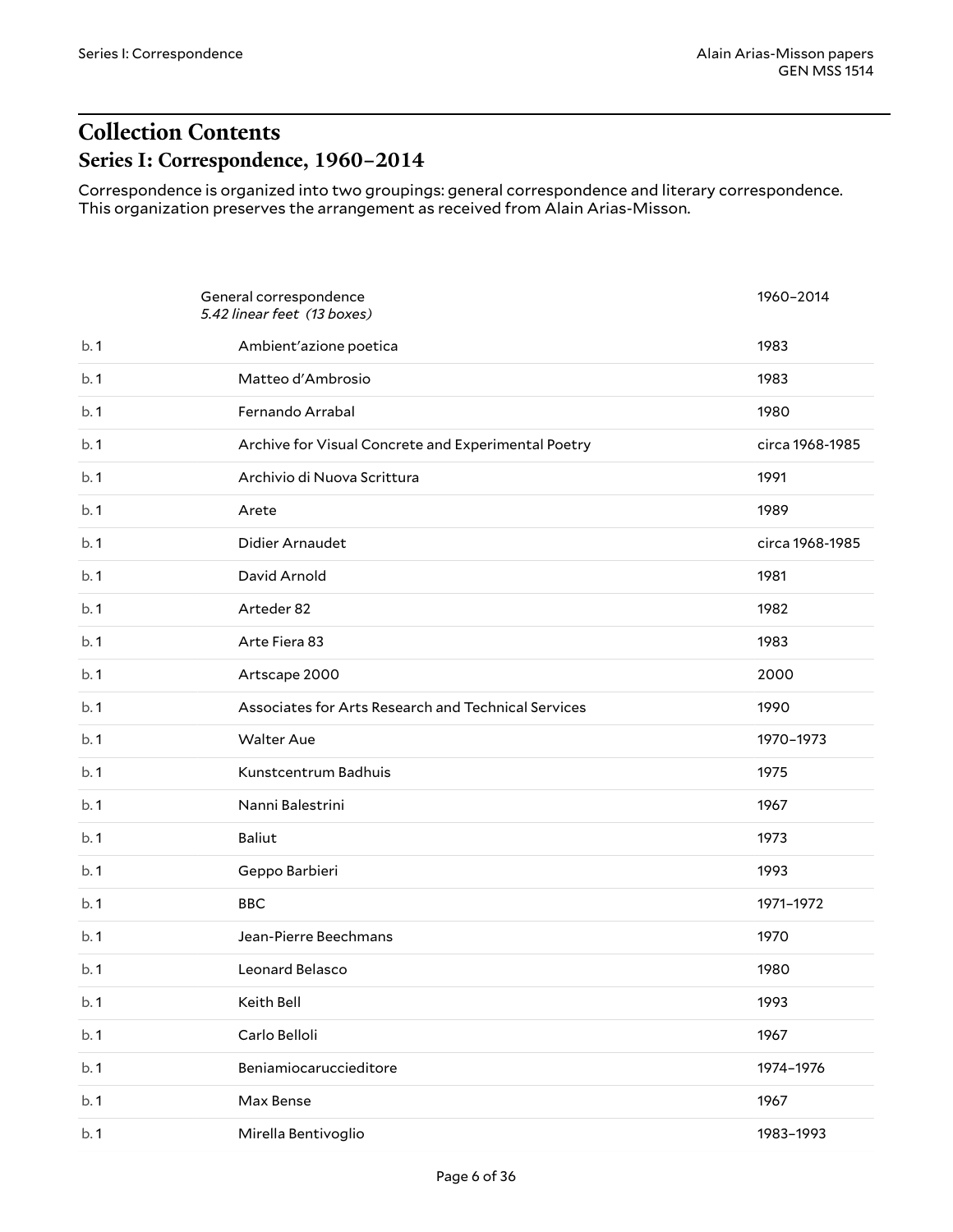# Collection Contents

## Series I: Correspondence, 1960–2014

Correspondence is organized into two groupings: general correspondence and literary correspondence. This organization preserves the arrangement as received from Alain Arias-Misson.

| | | |
|---|---|---|
| | General correspondence<br>*5.42 linear feet (13 boxes)* | 1960–2014 |
| b. 1 | Ambient'azione poetica | 1983 |
| b. 1 | Matteo d'Ambrosio | 1983 |
| b. 1 | Fernando Arrabal | 1980 |
| b. 1 | Archive for Visual Concrete and Experimental Poetry | circa 1968-1985 |
| b. 1 | Archivio di Nuova Scrittura | 1991 |
| b. 1 | Arete | 1989 |
| b. 1 | Didier Arnaudet | circa 1968-1985 |
| b. 1 | David Arnold | 1981 |
| b. 1 | Arteder 82 | 1982 |
| b. 1 | Arte Fiera 83 | 1983 |
| b. 1 | Artscape 2000 | 2000 |
| b. 1 | Associates for Arts Research and Technical Services | 1990 |
| b. 1 | Walter Aue | 1970–1973 |
| b. 1 | Kunstcentrum Badhuis | 1975 |
| b. 1 | Nanni Balestrini | 1967 |
| b. 1 | Baliut | 1973 |
| b. 1 | Geppo Barbieri | 1993 |
| b. 1 | BBC | 1971–1972 |
| b. 1 | Jean-Pierre Beechmans | 1970 |
| b. 1 | Leonard Belasco | 1980 |
| b. 1 | Keith Bell | 1993 |
| b. 1 | Carlo Belloli | 1967 |
| b. 1 | Beniamiocaruccieditore | 1974–1976 |
| b. 1 | Max Bense | 1967 |
| b. 1 | Mirella Bentivoglio | 1983–1993 |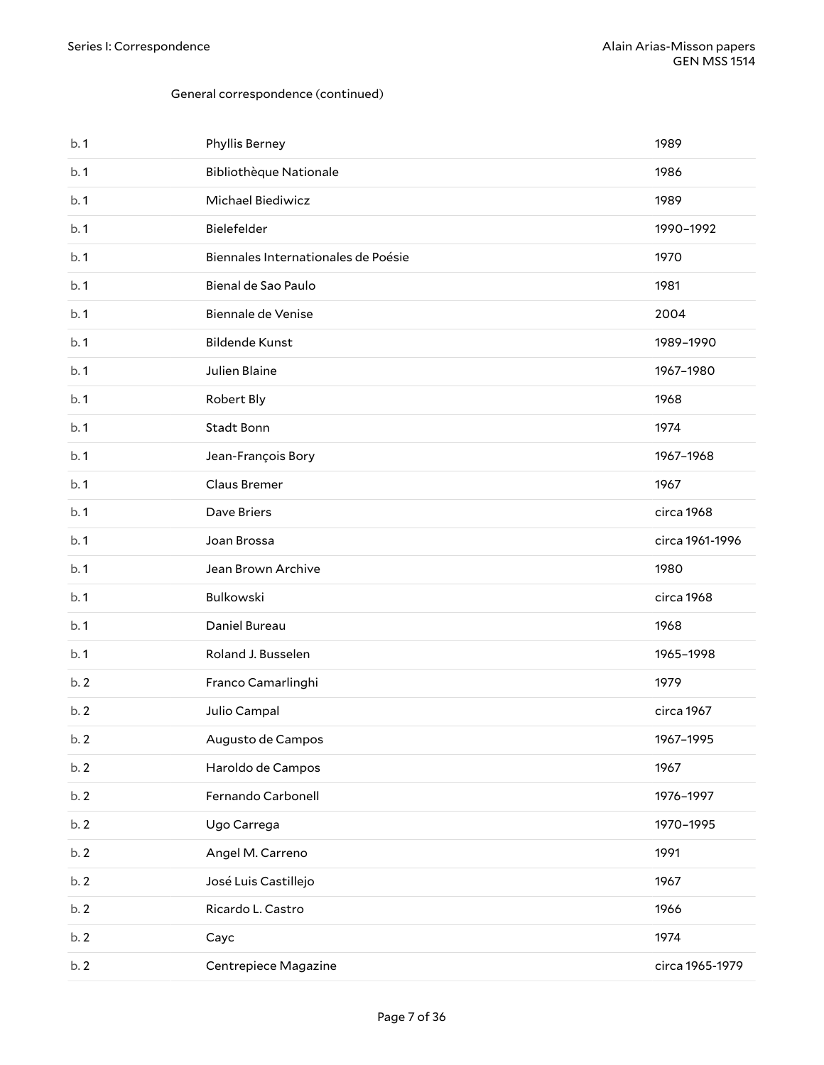General correspondence (continued)

| | | |
|---|---|---|
| b. 1 | Phyllis Berney | 1989 |
| b. 1 | Bibliothèque Nationale | 1986 |
| b. 1 | Michael Biediwicz | 1989 |
| b. 1 | Bielefelder | 1990–1992 |
| b. 1 | Biennales Internationales de Poésie | 1970 |
| b. 1 | Bienal de Sao Paulo | 1981 |
| b. 1 | Biennale de Venise | 2004 |
| b. 1 | Bildende Kunst | 1989–1990 |
| b. 1 | Julien Blaine | 1967–1980 |
| b. 1 | Robert Bly | 1968 |
| b. 1 | Stadt Bonn | 1974 |
| b. 1 | Jean-François Bory | 1967–1968 |
| b. 1 | Claus Bremer | 1967 |
| b. 1 | Dave Briers | circa 1968 |
| b. 1 | Joan Brossa | circa 1961-1996 |
| b. 1 | Jean Brown Archive | 1980 |
| b. 1 | Bulkowski | circa 1968 |
| b. 1 | Daniel Bureau | 1968 |
| b. 1 | Roland J. Busselen | 1965–1998 |
| b. 2 | Franco Camarlinghi | 1979 |
| b. 2 | Julio Campal | circa 1967 |
| b. 2 | Augusto de Campos | 1967–1995 |
| b. 2 | Haroldo de Campos | 1967 |
| b. 2 | Fernando Carbonell | 1976–1997 |
| b. 2 | Ugo Carrega | 1970–1995 |
| b. 2 | Angel M. Carreno | 1991 |
| b. 2 | José Luis Castillejo | 1967 |
| b. 2 | Ricardo L. Castro | 1966 |
| b. 2 | Cayc | 1974 |
| b. 2 | Centrepiece Magazine | circa 1965-1979 |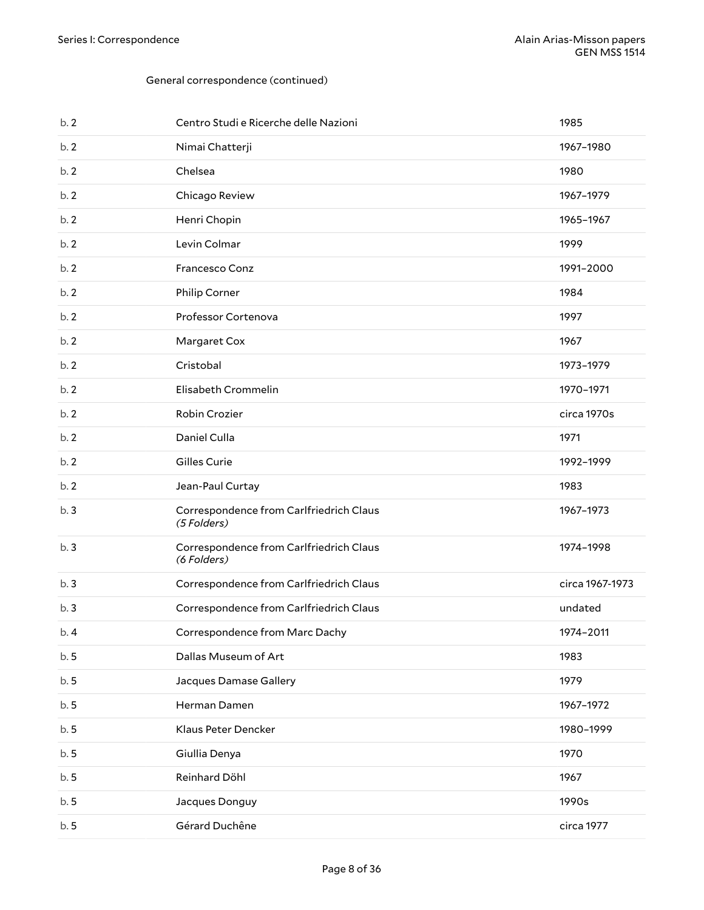General correspondence (continued)

| | | |
|---|---|---|
| b. 2 | Centro Studi e Ricerche delle Nazioni | 1985 |
| b. 2 | Nimai Chatterji | 1967–1980 |
| b. 2 | Chelsea | 1980 |
| b. 2 | Chicago Review | 1967–1979 |
| b. 2 | Henri Chopin | 1965–1967 |
| b. 2 | Levin Colmar | 1999 |
| b. 2 | Francesco Conz | 1991–2000 |
| b. 2 | Philip Corner | 1984 |
| b. 2 | Professor Cortenova | 1997 |
| b. 2 | Margaret Cox | 1967 |
| b. 2 | Cristobal | 1973–1979 |
| b. 2 | Elisabeth Crommelin | 1970–1971 |
| b. 2 | Robin Crozier | circa 1970s |
| b. 2 | Daniel Culla | 1971 |
| b. 2 | Gilles Curie | 1992–1999 |
| b. 2 | Jean-Paul Curtay | 1983 |
| b. 3 | Correspondence from Carlfriedrich Claus *(5 Folders)* | 1967–1973 |
| b. 3 | Correspondence from Carlfriedrich Claus *(6 Folders)* | 1974–1998 |
| b. 3 | Correspondence from Carlfriedrich Claus | circa 1967-1973 |
| b. 3 | Correspondence from Carlfriedrich Claus | undated |
| b. 4 | Correspondence from Marc Dachy | 1974–2011 |
| b. 5 | Dallas Museum of Art | 1983 |
| b. 5 | Jacques Damase Gallery | 1979 |
| b. 5 | Herman Damen | 1967–1972 |
| b. 5 | Klaus Peter Dencker | 1980–1999 |
| b. 5 | Giullia Denya | 1970 |
| b. 5 | Reinhard Döhl | 1967 |
| b. 5 | Jacques Donguy | 1990s |
| b. 5 | Gérard Duchêne | circa 1977 |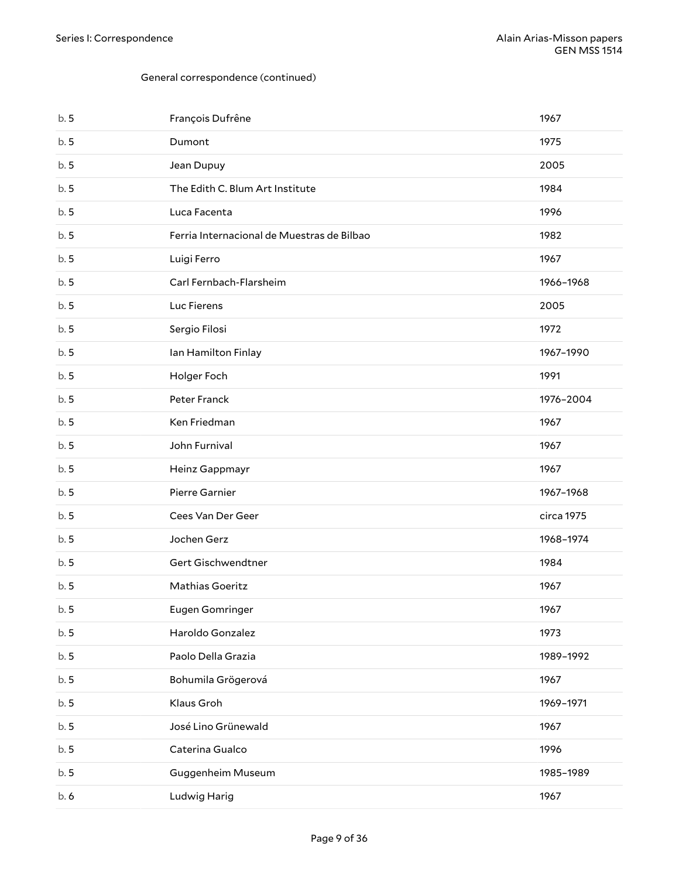General correspondence (continued)

| | | |
|---|---|---|
| b. 5 | François Dufrêne | 1967 |
| b. 5 | Dumont | 1975 |
| b. 5 | Jean Dupuy | 2005 |
| b. 5 | The Edith C. Blum Art Institute | 1984 |
| b. 5 | Luca Facenta | 1996 |
| b. 5 | Ferria Internacional de Muestras de Bilbao | 1982 |
| b. 5 | Luigi Ferro | 1967 |
| b. 5 | Carl Fernbach-Flarsheim | 1966–1968 |
| b. 5 | Luc Fierens | 2005 |
| b. 5 | Sergio Filosi | 1972 |
| b. 5 | Ian Hamilton Finlay | 1967–1990 |
| b. 5 | Holger Foch | 1991 |
| b. 5 | Peter Franck | 1976–2004 |
| b. 5 | Ken Friedman | 1967 |
| b. 5 | John Furnival | 1967 |
| b. 5 | Heinz Gappmayr | 1967 |
| b. 5 | Pierre Garnier | 1967–1968 |
| b. 5 | Cees Van Der Geer | circa 1975 |
| b. 5 | Jochen Gerz | 1968–1974 |
| b. 5 | Gert Gischwendtner | 1984 |
| b. 5 | Mathias Goeritz | 1967 |
| b. 5 | Eugen Gomringer | 1967 |
| b. 5 | Haroldo Gonzalez | 1973 |
| b. 5 | Paolo Della Grazia | 1989–1992 |
| b. 5 | Bohumila Grögerová | 1967 |
| b. 5 | Klaus Groh | 1969–1971 |
| b. 5 | José Lino Grünewald | 1967 |
| b. 5 | Caterina Gualco | 1996 |
| b. 5 | Guggenheim Museum | 1985–1989 |
| b. 6 | Ludwig Harig | 1967 |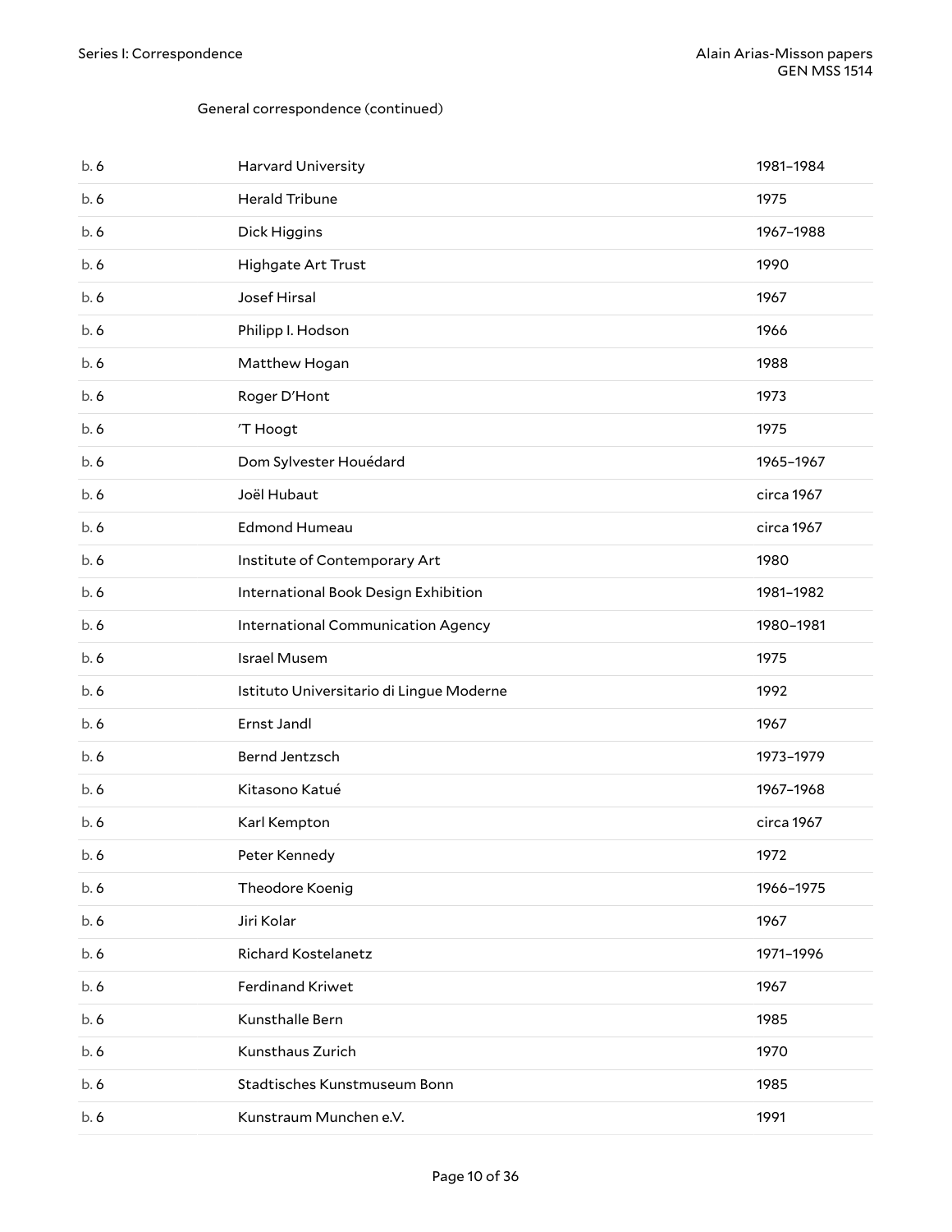General correspondence (continued)

| | | |
|---|---|---|
| b. 6 | Harvard University | 1981–1984 |
| b. 6 | Herald Tribune | 1975 |
| b. 6 | Dick Higgins | 1967–1988 |
| b. 6 | Highgate Art Trust | 1990 |
| b. 6 | Josef Hirsal | 1967 |
| b. 6 | Philipp I. Hodson | 1966 |
| b. 6 | Matthew Hogan | 1988 |
| b. 6 | Roger D'Hont | 1973 |
| b. 6 | 'T Hoogt | 1975 |
| b. 6 | Dom Sylvester Houédard | 1965–1967 |
| b. 6 | Joël Hubaut | circa 1967 |
| b. 6 | Edmond Humeau | circa 1967 |
| b. 6 | Institute of Contemporary Art | 1980 |
| b. 6 | International Book Design Exhibition | 1981–1982 |
| b. 6 | International Communication Agency | 1980–1981 |
| b. 6 | Israel Musem | 1975 |
| b. 6 | Istituto Universitario di Lingue Moderne | 1992 |
| b. 6 | Ernst Jandl | 1967 |
| b. 6 | Bernd Jentzsch | 1973–1979 |
| b. 6 | Kitasono Katué | 1967–1968 |
| b. 6 | Karl Kempton | circa 1967 |
| b. 6 | Peter Kennedy | 1972 |
| b. 6 | Theodore Koenig | 1966–1975 |
| b. 6 | Jiri Kolar | 1967 |
| b. 6 | Richard Kostelanetz | 1971–1996 |
| b. 6 | Ferdinand Kriwet | 1967 |
| b. 6 | Kunsthalle Bern | 1985 |
| b. 6 | Kunsthaus Zurich | 1970 |
| b. 6 | Stadtisches Kunstmuseum Bonn | 1985 |
| b. 6 | Kunstraum Munchen e.V. | 1991 |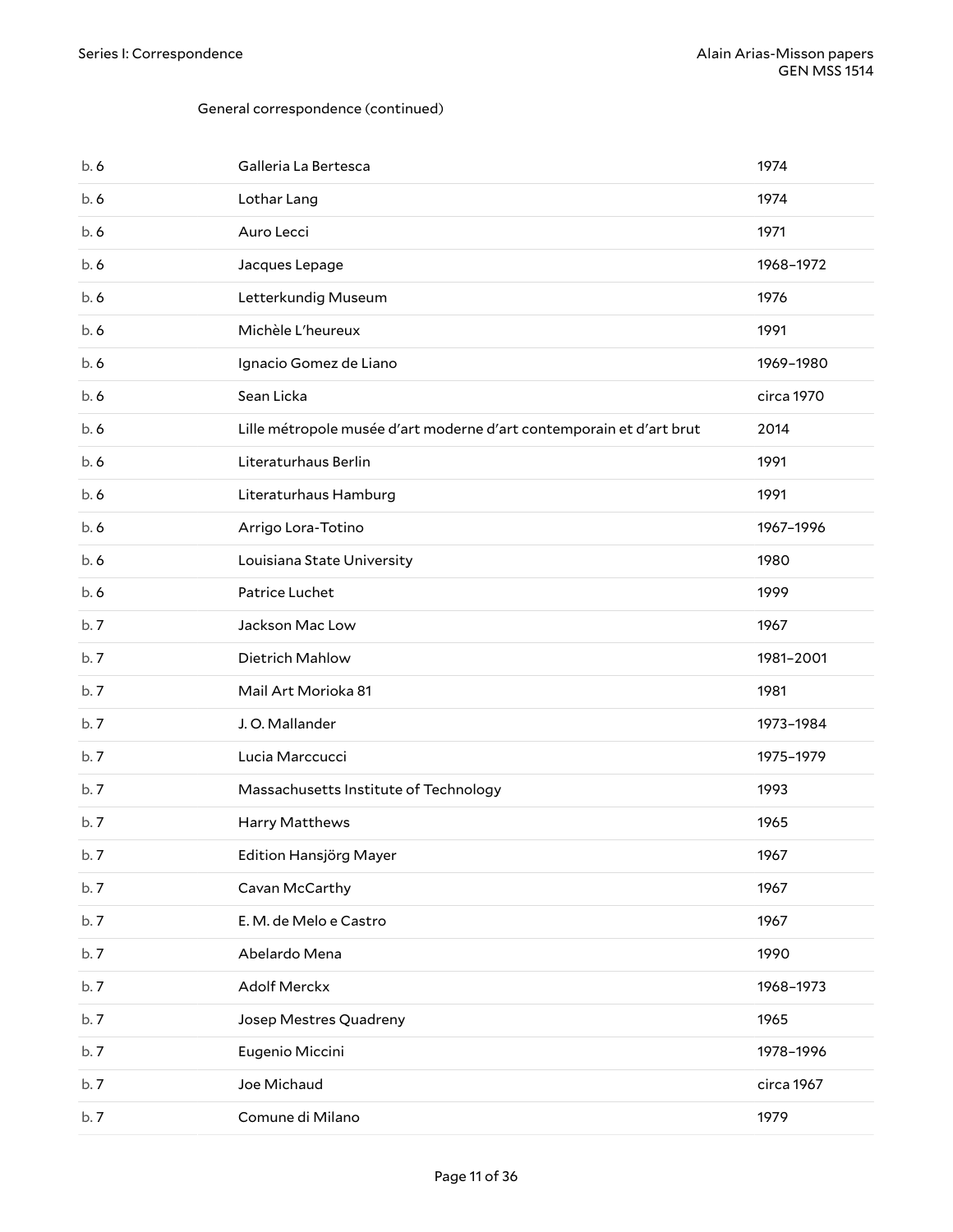General correspondence (continued)

| | | |
|---|---|---|
| b. 6 | Galleria La Bertesca | 1974 |
| b. 6 | Lothar Lang | 1974 |
| b. 6 | Auro Lecci | 1971 |
| b. 6 | Jacques Lepage | 1968–1972 |
| b. 6 | Letterkundig Museum | 1976 |
| b. 6 | Michèle L'heureux | 1991 |
| b. 6 | Ignacio Gomez de Liano | 1969–1980 |
| b. 6 | Sean Licka | circa 1970 |
| b. 6 | Lille métropole musée d'art moderne d'art contemporain et d'art brut | 2014 |
| b. 6 | Literaturhaus Berlin | 1991 |
| b. 6 | Literaturhaus Hamburg | 1991 |
| b. 6 | Arrigo Lora-Totino | 1967–1996 |
| b. 6 | Louisiana State University | 1980 |
| b. 6 | Patrice Luchet | 1999 |
| b. 7 | Jackson Mac Low | 1967 |
| b. 7 | Dietrich Mahlow | 1981–2001 |
| b. 7 | Mail Art Morioka 81 | 1981 |
| b. 7 | J. O. Mallander | 1973–1984 |
| b. 7 | Lucia Marccucci | 1975–1979 |
| b. 7 | Massachusetts Institute of Technology | 1993 |
| b. 7 | Harry Matthews | 1965 |
| b. 7 | Edition Hansjörg Mayer | 1967 |
| b. 7 | Cavan McCarthy | 1967 |
| b. 7 | E. M. de Melo e Castro | 1967 |
| b. 7 | Abelardo Mena | 1990 |
| b. 7 | Adolf Merckx | 1968–1973 |
| b. 7 | Josep Mestres Quadreny | 1965 |
| b. 7 | Eugenio Miccini | 1978–1996 |
| b. 7 | Joe Michaud | circa 1967 |
| b. 7 | Comune di Milano | 1979 |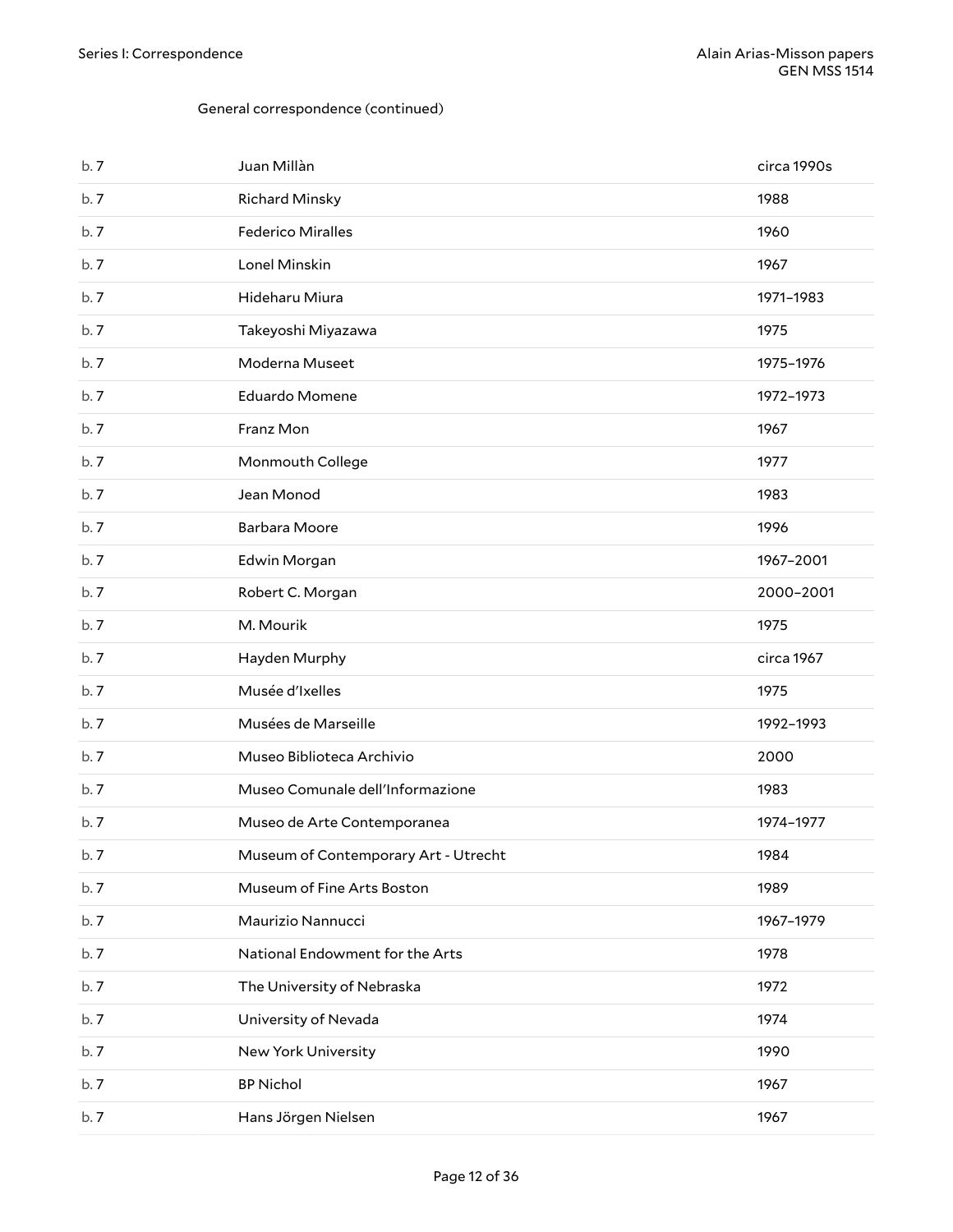General correspondence (continued)

| | | |
|---|---|---|
| b. 7 | Juan Millàn | circa 1990s |
| b. 7 | Richard Minsky | 1988 |
| b. 7 | Federico Miralles | 1960 |
| b. 7 | Lonel Minskin | 1967 |
| b. 7 | Hideharu Miura | 1971–1983 |
| b. 7 | Takeyoshi Miyazawa | 1975 |
| b. 7 | Moderna Museet | 1975–1976 |
| b. 7 | Eduardo Momene | 1972–1973 |
| b. 7 | Franz Mon | 1967 |
| b. 7 | Monmouth College | 1977 |
| b. 7 | Jean Monod | 1983 |
| b. 7 | Barbara Moore | 1996 |
| b. 7 | Edwin Morgan | 1967–2001 |
| b. 7 | Robert C. Morgan | 2000–2001 |
| b. 7 | M. Mourik | 1975 |
| b. 7 | Hayden Murphy | circa 1967 |
| b. 7 | Musée d'Ixelles | 1975 |
| b. 7 | Musées de Marseille | 1992–1993 |
| b. 7 | Museo Biblioteca Archivio | 2000 |
| b. 7 | Museo Comunale dell'Informazione | 1983 |
| b. 7 | Museo de Arte Contemporanea | 1974–1977 |
| b. 7 | Museum of Contemporary Art - Utrecht | 1984 |
| b. 7 | Museum of Fine Arts Boston | 1989 |
| b. 7 | Maurizio Nannucci | 1967–1979 |
| b. 7 | National Endowment for the Arts | 1978 |
| b. 7 | The University of Nebraska | 1972 |
| b. 7 | University of Nevada | 1974 |
| b. 7 | New York University | 1990 |
| b. 7 | BP Nichol | 1967 |
| b. 7 | Hans Jörgen Nielsen | 1967 |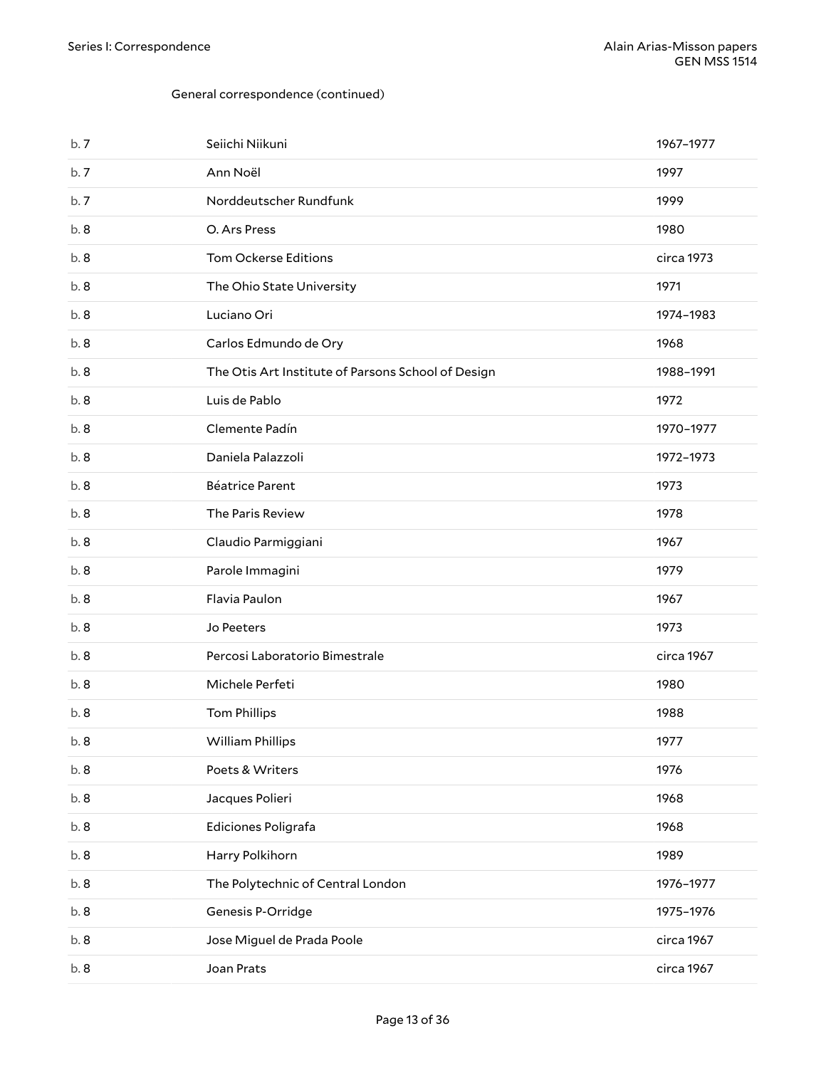General correspondence (continued)

| | | |
|---|---|---|
| b. 7 | Seiichi Niikuni | 1967–1977 |
| b. 7 | Ann Noël | 1997 |
| b. 7 | Norddeutscher Rundfunk | 1999 |
| b. 8 | O. Ars Press | 1980 |
| b. 8 | Tom Ockerse Editions | circa 1973 |
| b. 8 | The Ohio State University | 1971 |
| b. 8 | Luciano Ori | 1974–1983 |
| b. 8 | Carlos Edmundo de Ory | 1968 |
| b. 8 | The Otis Art Institute of Parsons School of Design | 1988–1991 |
| b. 8 | Luis de Pablo | 1972 |
| b. 8 | Clemente Padín | 1970–1977 |
| b. 8 | Daniela Palazzoli | 1972–1973 |
| b. 8 | Béatrice Parent | 1973 |
| b. 8 | The Paris Review | 1978 |
| b. 8 | Claudio Parmiggiani | 1967 |
| b. 8 | Parole Immagini | 1979 |
| b. 8 | Flavia Paulon | 1967 |
| b. 8 | Jo Peeters | 1973 |
| b. 8 | Percosi Laboratorio Bimestrale | circa 1967 |
| b. 8 | Michele Perfeti | 1980 |
| b. 8 | Tom Phillips | 1988 |
| b. 8 | William Phillips | 1977 |
| b. 8 | Poets & Writers | 1976 |
| b. 8 | Jacques Polieri | 1968 |
| b. 8 | Ediciones Poligrafa | 1968 |
| b. 8 | Harry Polkihorn | 1989 |
| b. 8 | The Polytechnic of Central London | 1976–1977 |
| b. 8 | Genesis P-Orridge | 1975–1976 |
| b. 8 | Jose Miguel de Prada Poole | circa 1967 |
| b. 8 | Joan Prats | circa 1967 |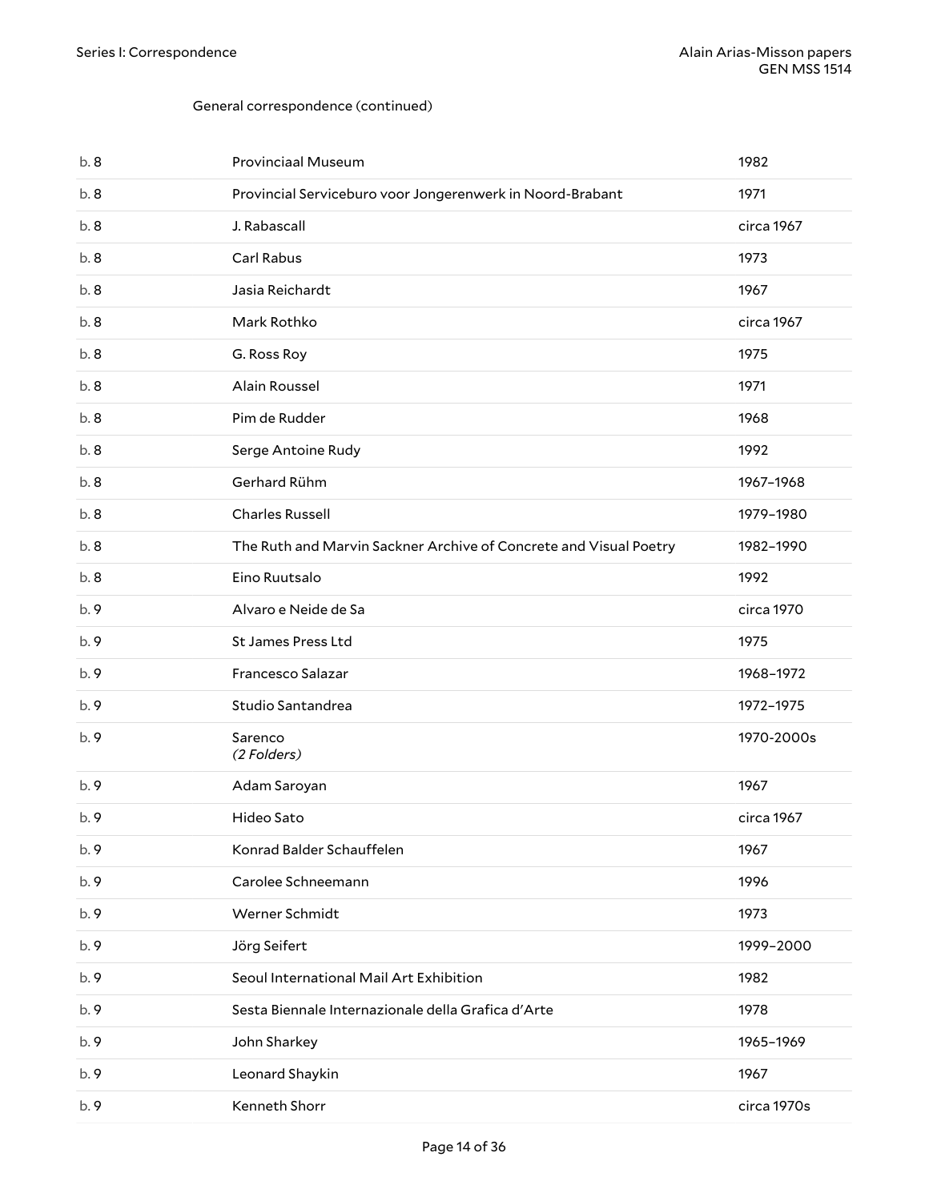General correspondence (continued)

| | | |
|---|---|---|
| b. 8 | Provinciaal Museum | 1982 |
| b. 8 | Provincial Servicebura voor Jongerenwerk in Noord-Brabant | 1971 |
| b. 8 | J. Rabascall | circa 1967 |
| b. 8 | Carl Rabus | 1973 |
| b. 8 | Jasia Reichardt | 1967 |
| b. 8 | Mark Rothko | circa 1967 |
| b. 8 | G. Ross Roy | 1975 |
| b. 8 | Alain Roussel | 1971 |
| b. 8 | Pim de Rudder | 1968 |
| b. 8 | Serge Antoine Rudy | 1992 |
| b. 8 | Gerhard Rühm | 1967–1968 |
| b. 8 | Charles Russell | 1979–1980 |
| b. 8 | The Ruth and Marvin Sackner Archive of Concrete and Visual Poetry | 1982–1990 |
| b. 8 | Eino Ruutsalo | 1992 |
| b. 9 | Alvaro e Neide de Sa | circa 1970 |
| b. 9 | St James Press Ltd | 1975 |
| b. 9 | Francesco Salazar | 1968–1972 |
| b. 9 | Studio Santandrea | 1972–1975 |
| b. 9 | Sarenco *(2 Folders)* | 1970-2000s |
| b. 9 | Adam Saroyan | 1967 |
| b. 9 | Hideo Sato | circa 1967 |
| b. 9 | Konrad Balder Schauffelen | 1967 |
| b. 9 | Carolee Schneemann | 1996 |
| b. 9 | Werner Schmidt | 1973 |
| b. 9 | Jörg Seifert | 1999–2000 |
| b. 9 | Seoul International Mail Art Exhibition | 1982 |
| b. 9 | Sesta Biennale Internazionale della Grafica d'Arte | 1978 |
| b. 9 | John Sharkey | 1965–1969 |
| b. 9 | Leonard Shaykin | 1967 |
| b. 9 | Kenneth Shorr | circa 1970s |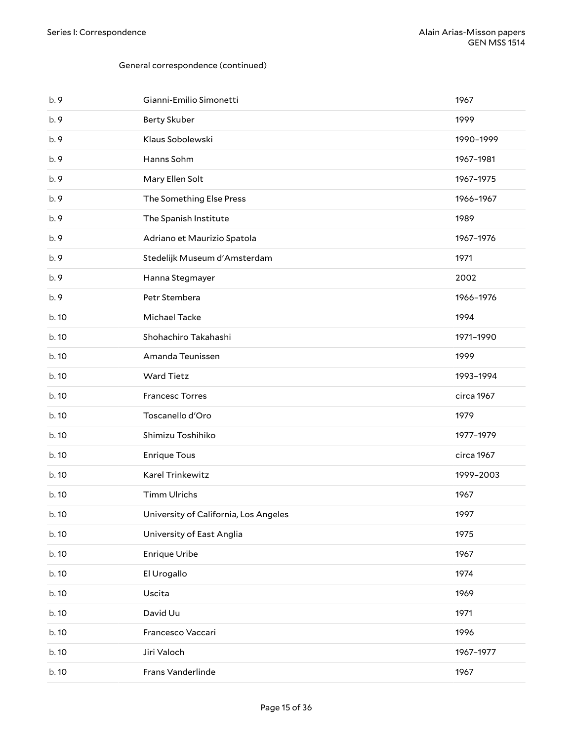General correspondence (continued)

| | | |
|---|---|---|
| b. 9 | Gianni-Emilio Simonetti | 1967 |
| b. 9 | Berty Skuber | 1999 |
| b. 9 | Klaus Sobolewski | 1990–1999 |
| b. 9 | Hanns Sohm | 1967–1981 |
| b. 9 | Mary Ellen Solt | 1967–1975 |
| b. 9 | The Something Else Press | 1966–1967 |
| b. 9 | The Spanish Institute | 1989 |
| b. 9 | Adriano et Maurizio Spatola | 1967–1976 |
| b. 9 | Stedelijk Museum d'Amsterdam | 1971 |
| b. 9 | Hanna Stegmayer | 2002 |
| b. 9 | Petr Stembera | 1966–1976 |
| b. 10 | Michael Tacke | 1994 |
| b. 10 | Shohachiro Takahashi | 1971–1990 |
| b. 10 | Amanda Teunissen | 1999 |
| b. 10 | Ward Tietz | 1993–1994 |
| b. 10 | Francesc Torres | circa 1967 |
| b. 10 | Toscanello d'Oro | 1979 |
| b. 10 | Shimizu Toshihiko | 1977–1979 |
| b. 10 | Enrique Tous | circa 1967 |
| b. 10 | Karel Trinkewitz | 1999–2003 |
| b. 10 | Timm Ulrichs | 1967 |
| b. 10 | University of California, Los Angeles | 1997 |
| b. 10 | University of East Anglia | 1975 |
| b. 10 | Enrique Uribe | 1967 |
| b. 10 | El Urogallo | 1974 |
| b. 10 | Uscita | 1969 |
| b. 10 | David Uu | 1971 |
| b. 10 | Francesco Vaccari | 1996 |
| b. 10 | Jiri Valoch | 1967–1977 |
| b. 10 | Frans Vanderlinde | 1967 |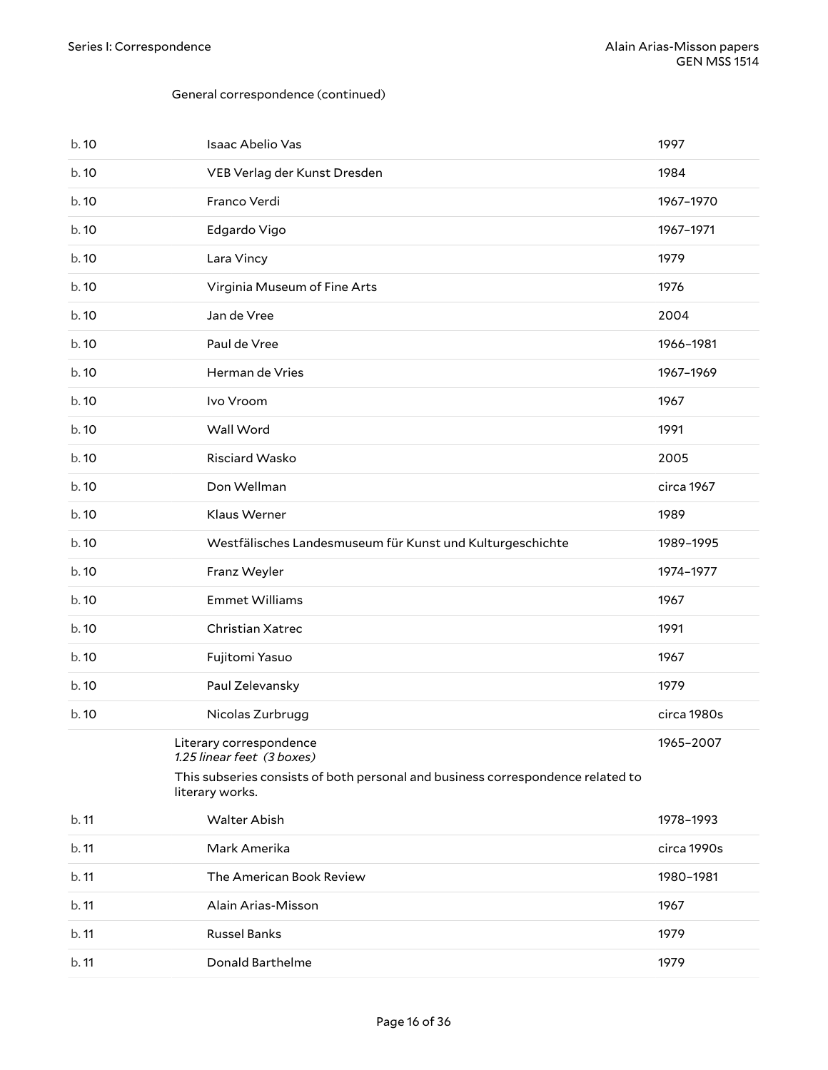General correspondence (continued)

| | | |
|---|---|---|
| b. 10 | Isaac Abelio Vas | 1997 |
| b. 10 | VEB Verlag der Kunst Dresden | 1984 |
| b. 10 | Franco Verdi | 1967–1970 |
| b. 10 | Edgardo Vigo | 1967–1971 |
| b. 10 | Lara Vincy | 1979 |
| b. 10 | Virginia Museum of Fine Arts | 1976 |
| b. 10 | Jan de Vree | 2004 |
| b. 10 | Paul de Vree | 1966–1981 |
| b. 10 | Herman de Vries | 1967–1969 |
| b. 10 | Ivo Vroom | 1967 |
| b. 10 | Wall Word | 1991 |
| b. 10 | Risciard Wasko | 2005 |
| b. 10 | Don Wellman | circa 1967 |
| b. 10 | Klaus Werner | 1989 |
| b. 10 | Westfälisches Landesmuseum für Kunst und Kulturgeschichte | 1989–1995 |
| b. 10 | Franz Weyler | 1974–1977 |
| b. 10 | Emmet Williams | 1967 |
| b. 10 | Christian Xatrec | 1991 |
| b. 10 | Fujitomi Yasuo | 1967 |
| b. 10 | Paul Zelevansky | 1979 |
| b. 10 | Nicolas Zurbrugg | circa 1980s |

Literary correspondence
*1.25 linear feet (3 boxes)*
1965–2007

This subseries consists of both personal and business correspondence related to literary works.

| | | |
|---|---|---|
| b. 11 | Walter Abish | 1978–1993 |
| b. 11 | Mark Amerika | circa 1990s |
| b. 11 | The American Book Review | 1980–1981 |
| b. 11 | Alain Arias-Misson | 1967 |
| b. 11 | Russel Banks | 1979 |
| b. 11 | Donald Barthelme | 1979 |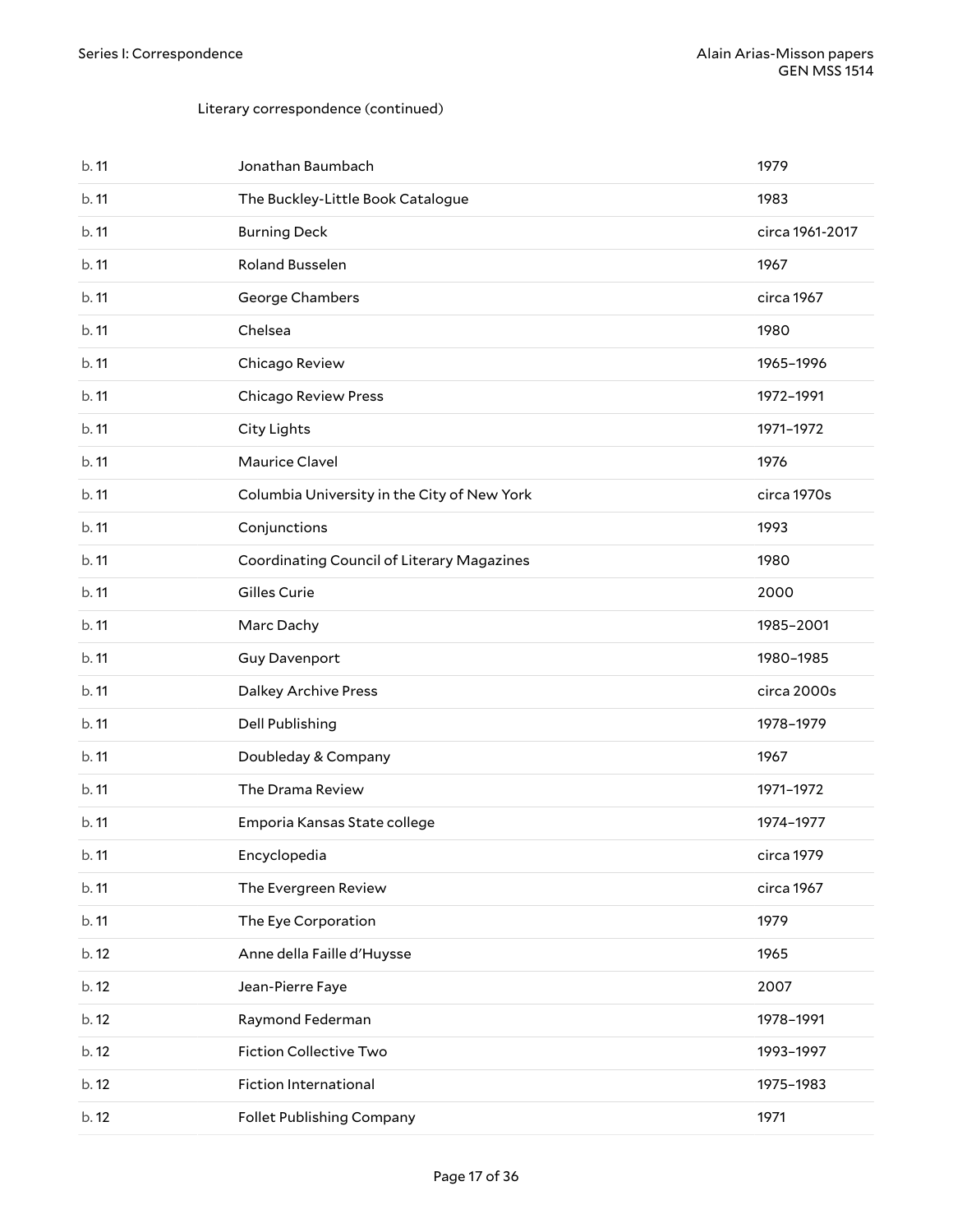Literary correspondence (continued)

| | | |
|---|---|---|
| b. 11 | Jonathan Baumbach | 1979 |
| b. 11 | The Buckley-Little Book Catalogue | 1983 |
| b. 11 | Burning Deck | circa 1961-2017 |
| b. 11 | Roland Busselen | 1967 |
| b. 11 | George Chambers | circa 1967 |
| b. 11 | Chelsea | 1980 |
| b. 11 | Chicago Review | 1965–1996 |
| b. 11 | Chicago Review Press | 1972–1991 |
| b. 11 | City Lights | 1971–1972 |
| b. 11 | Maurice Clavel | 1976 |
| b. 11 | Columbia University in the City of New York | circa 1970s |
| b. 11 | Conjunctions | 1993 |
| b. 11 | Coordinating Council of Literary Magazines | 1980 |
| b. 11 | Gilles Curie | 2000 |
| b. 11 | Marc Dachy | 1985–2001 |
| b. 11 | Guy Davenport | 1980–1985 |
| b. 11 | Dalkey Archive Press | circa 2000s |
| b. 11 | Dell Publishing | 1978–1979 |
| b. 11 | Doubleday & Company | 1967 |
| b. 11 | The Drama Review | 1971–1972 |
| b. 11 | Emporia Kansas State college | 1974–1977 |
| b. 11 | Encyclopedia | circa 1979 |
| b. 11 | The Evergreen Review | circa 1967 |
| b. 11 | The Eye Corporation | 1979 |
| b. 12 | Anne della Faille d'Huysse | 1965 |
| b. 12 | Jean-Pierre Faye | 2007 |
| b. 12 | Raymond Federman | 1978–1991 |
| b. 12 | Fiction Collective Two | 1993–1997 |
| b. 12 | Fiction International | 1975–1983 |
| b. 12 | Follet Publishing Company | 1971 |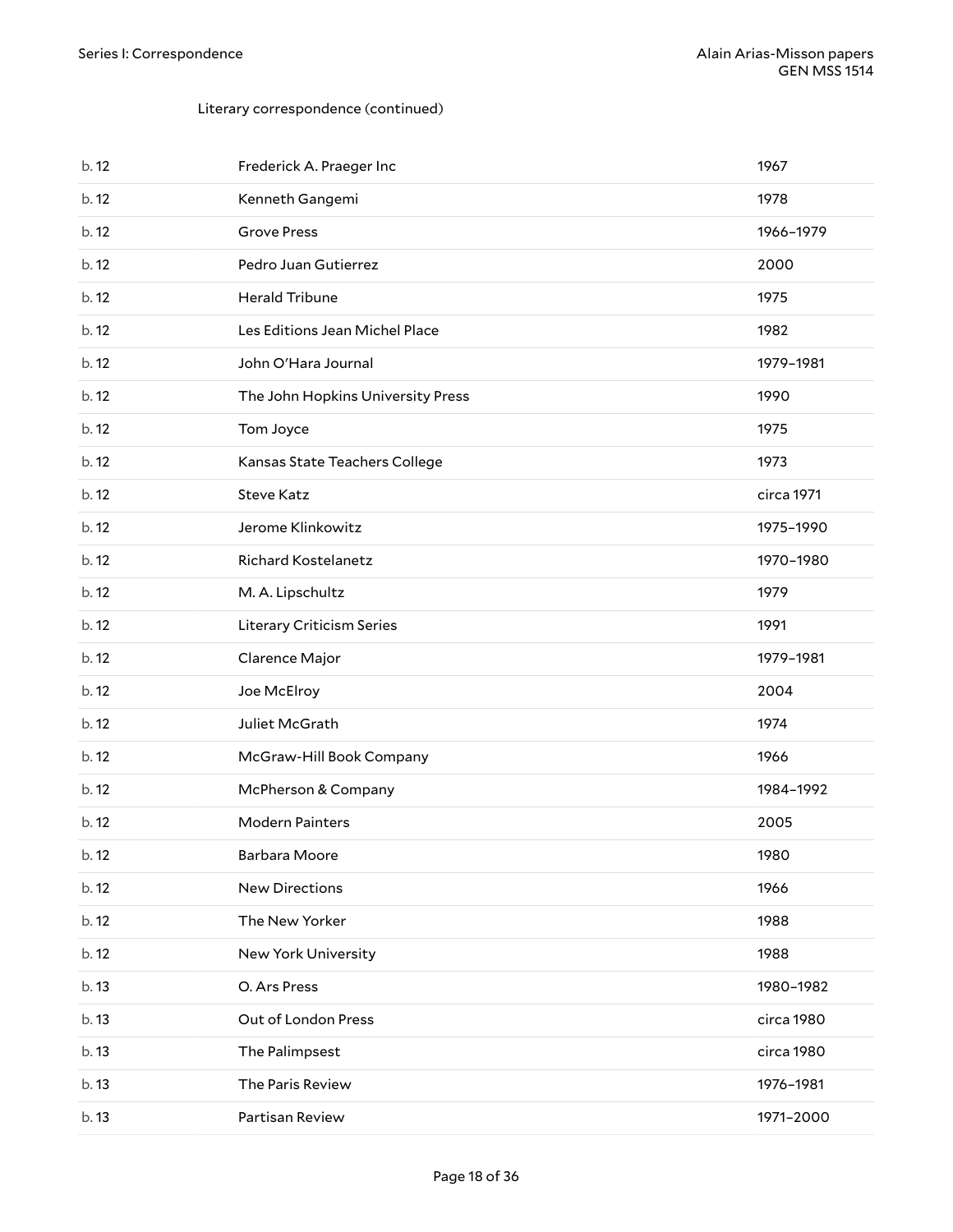Literary correspondence (continued)

| | | |
|---|---|---|
| b. 12 | Frederick A. Praeger Inc | 1967 |
| b. 12 | Kenneth Gangemi | 1978 |
| b. 12 | Grove Press | 1966–1979 |
| b. 12 | Pedro Juan Gutierrez | 2000 |
| b. 12 | Herald Tribune | 1975 |
| b. 12 | Les Editions Jean Michel Place | 1982 |
| b. 12 | John O'Hara Journal | 1979–1981 |
| b. 12 | The John Hopkins University Press | 1990 |
| b. 12 | Tom Joyce | 1975 |
| b. 12 | Kansas State Teachers College | 1973 |
| b. 12 | Steve Katz | circa 1971 |
| b. 12 | Jerome Klinkowitz | 1975–1990 |
| b. 12 | Richard Kostelanetz | 1970–1980 |
| b. 12 | M. A. Lipschultz | 1979 |
| b. 12 | Literary Criticism Series | 1991 |
| b. 12 | Clarence Major | 1979–1981 |
| b. 12 | Joe McElroy | 2004 |
| b. 12 | Juliet McGrath | 1974 |
| b. 12 | McGraw-Hill Book Company | 1966 |
| b. 12 | McPherson & Company | 1984–1992 |
| b. 12 | Modern Painters | 2005 |
| b. 12 | Barbara Moore | 1980 |
| b. 12 | New Directions | 1966 |
| b. 12 | The New Yorker | 1988 |
| b. 12 | New York University | 1988 |
| b. 13 | O. Ars Press | 1980–1982 |
| b. 13 | Out of London Press | circa 1980 |
| b. 13 | The Palimpsest | circa 1980 |
| b. 13 | The Paris Review | 1976–1981 |
| b. 13 | Partisan Review | 1971–2000 |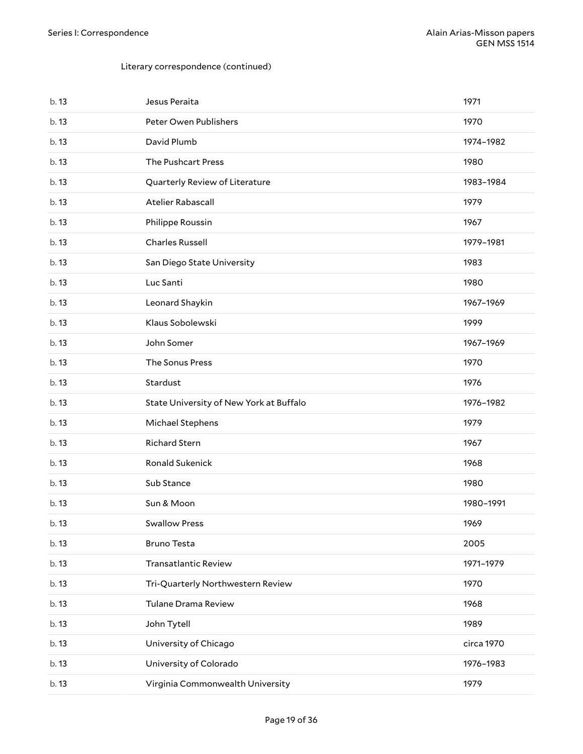Literary correspondence (continued)

| | | |
|---|---|---|
| b. 13 | Jesus Peraita | 1971 |
| b. 13 | Peter Owen Publishers | 1970 |
| b. 13 | David Plumb | 1974–1982 |
| b. 13 | The Pushcart Press | 1980 |
| b. 13 | Quarterly Review of Literature | 1983–1984 |
| b. 13 | Atelier Rabascall | 1979 |
| b. 13 | Philippe Roussin | 1967 |
| b. 13 | Charles Russell | 1979–1981 |
| b. 13 | San Diego State University | 1983 |
| b. 13 | Luc Santi | 1980 |
| b. 13 | Leonard Shaykin | 1967–1969 |
| b. 13 | Klaus Sobolewski | 1999 |
| b. 13 | John Somer | 1967–1969 |
| b. 13 | The Sonus Press | 1970 |
| b. 13 | Stardust | 1976 |
| b. 13 | State University of New York at Buffalo | 1976–1982 |
| b. 13 | Michael Stephens | 1979 |
| b. 13 | Richard Stern | 1967 |
| b. 13 | Ronald Sukenick | 1968 |
| b. 13 | Sub Stance | 1980 |
| b. 13 | Sun & Moon | 1980–1991 |
| b. 13 | Swallow Press | 1969 |
| b. 13 | Bruno Testa | 2005 |
| b. 13 | Transatlantic Review | 1971–1979 |
| b. 13 | Tri-Quarterly Northwestern Review | 1970 |
| b. 13 | Tulane Drama Review | 1968 |
| b. 13 | John Tytell | 1989 |
| b. 13 | University of Chicago | circa 1970 |
| b. 13 | University of Colorado | 1976–1983 |
| b. 13 | Virginia Commonwealth University | 1979 |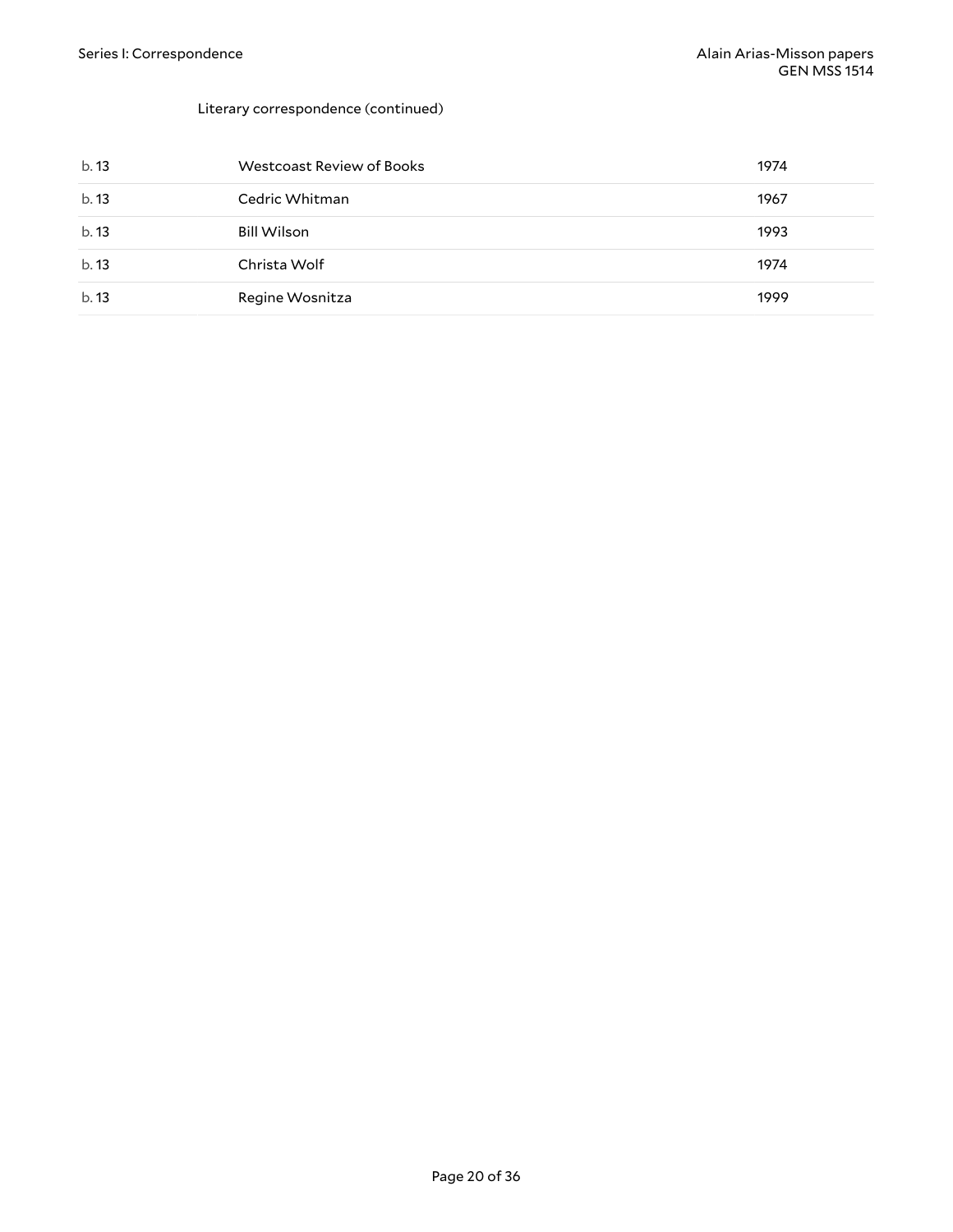Literary correspondence (continued)

| | | |
|---|---|---|
| b. 13 | Westcoast Review of Books | 1974 |
| b. 13 | Cedric Whitman | 1967 |
| b. 13 | Bill Wilson | 1993 |
| b. 13 | Christa Wolf | 1974 |
| b. 13 | Regine Wosnitza | 1999 |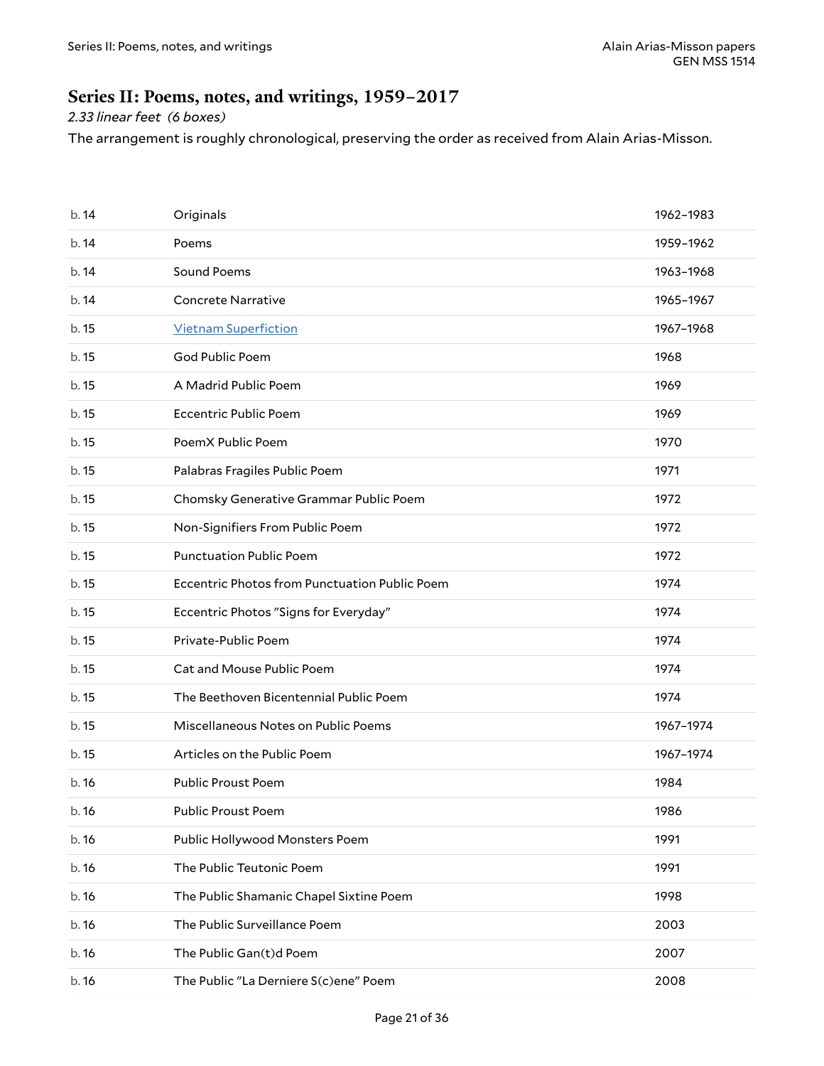## Series II: Poems, notes, and writings, 1959–2017

*2.33 linear feet (6 boxes)*

The arrangement is roughly chronological, preserving the order as received from Alain Arias-Misson.

| | | |
|---|---|---|
| b. 14 | Originals | 1962–1983 |
| b. 14 | Poems | 1959–1962 |
| b. 14 | Sound Poems | 1963–1968 |
| b. 14 | Concrete Narrative | 1965–1967 |
| b. 15 | Vietnam Superfiction | 1967–1968 |
| b. 15 | God Public Poem | 1968 |
| b. 15 | A Madrid Public Poem | 1969 |
| b. 15 | Eccentric Public Poem | 1969 |
| b. 15 | PoemX Public Poem | 1970 |
| b. 15 | Palabras Fragiles Public Poem | 1971 |
| b. 15 | Chomsky Generative Grammar Public Poem | 1972 |
| b. 15 | Non-Signifiers From Public Poem | 1972 |
| b. 15 | Punctuation Public Poem | 1972 |
| b. 15 | Eccentric Photos from Punctuation Public Poem | 1974 |
| b. 15 | Eccentric Photos "Signs for Everyday" | 1974 |
| b. 15 | Private-Public Poem | 1974 |
| b. 15 | Cat and Mouse Public Poem | 1974 |
| b. 15 | The Beethoven Bicentennial Public Poem | 1974 |
| b. 15 | Miscellaneous Notes on Public Poems | 1967–1974 |
| b. 15 | Articles on the Public Poem | 1967–1974 |
| b. 16 | Public Proust Poem | 1984 |
| b. 16 | Public Proust Poem | 1986 |
| b. 16 | Public Hollywood Monsters Poem | 1991 |
| b. 16 | The Public Teutonic Poem | 1991 |
| b. 16 | The Public Shamanic Chapel Sixtine Poem | 1998 |
| b. 16 | The Public Surveillance Poem | 2003 |
| b. 16 | The Public Gan(t)d Poem | 2007 |
| b. 16 | The Public "La Derniere S(c)ene" Poem | 2008 |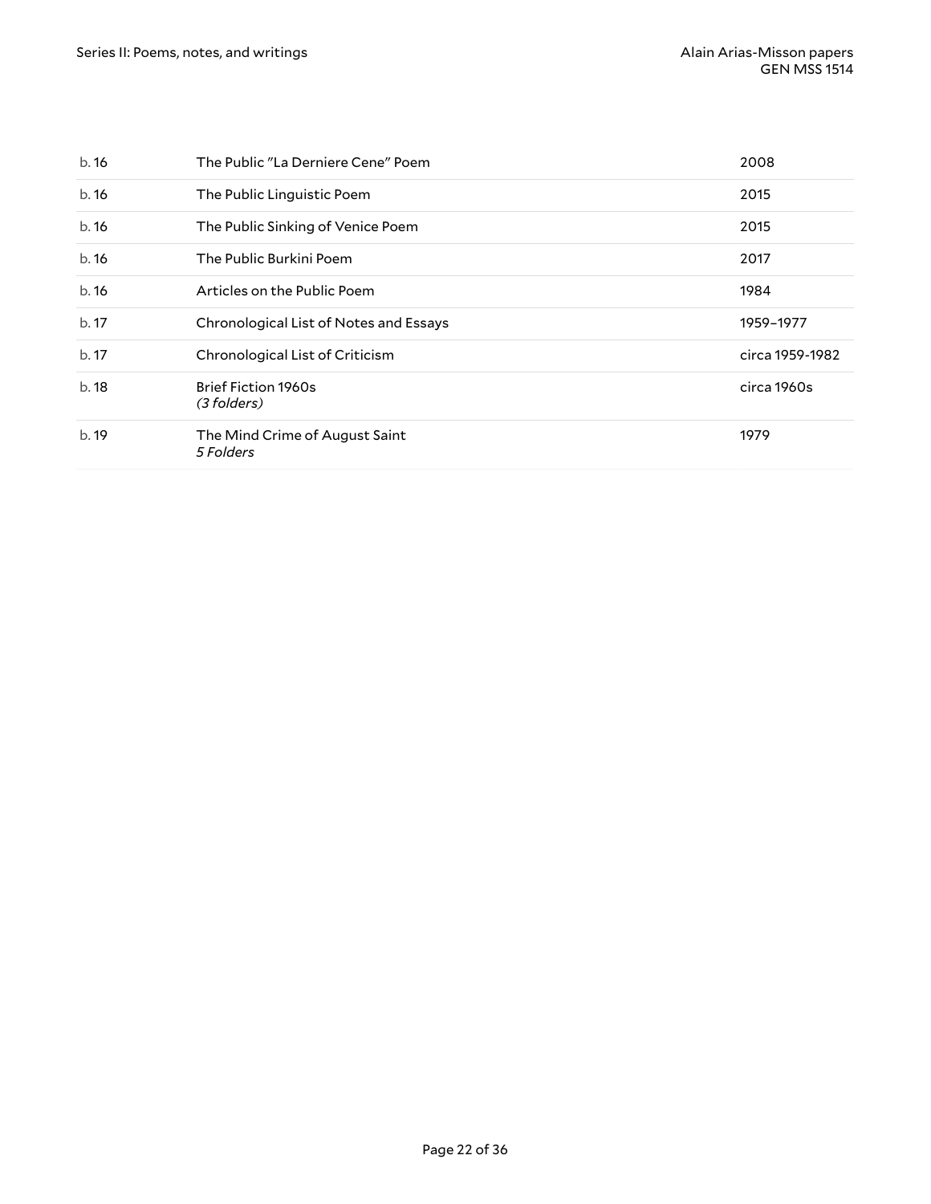| | | |
|---|---|---|
| b. 16 | The Public "La Derniere Cene" Poem | 2008 |
| b. 16 | The Public Linguistic Poem | 2015 |
| b. 16 | The Public Sinking of Venice Poem | 2015 |
| b. 16 | The Public Burkini Poem | 2017 |
| b. 16 | Articles on the Public Poem | 1984 |
| b. 17 | Chronological List of Notes and Essays | 1959–1977 |
| b. 17 | Chronological List of Criticism | circa 1959-1982 |
| b. 18 | Brief Fiction 1960s *(3 folders)* | circa 1960s |
| b. 19 | The Mind Crime of August Saint *5 Folders* | 1979 |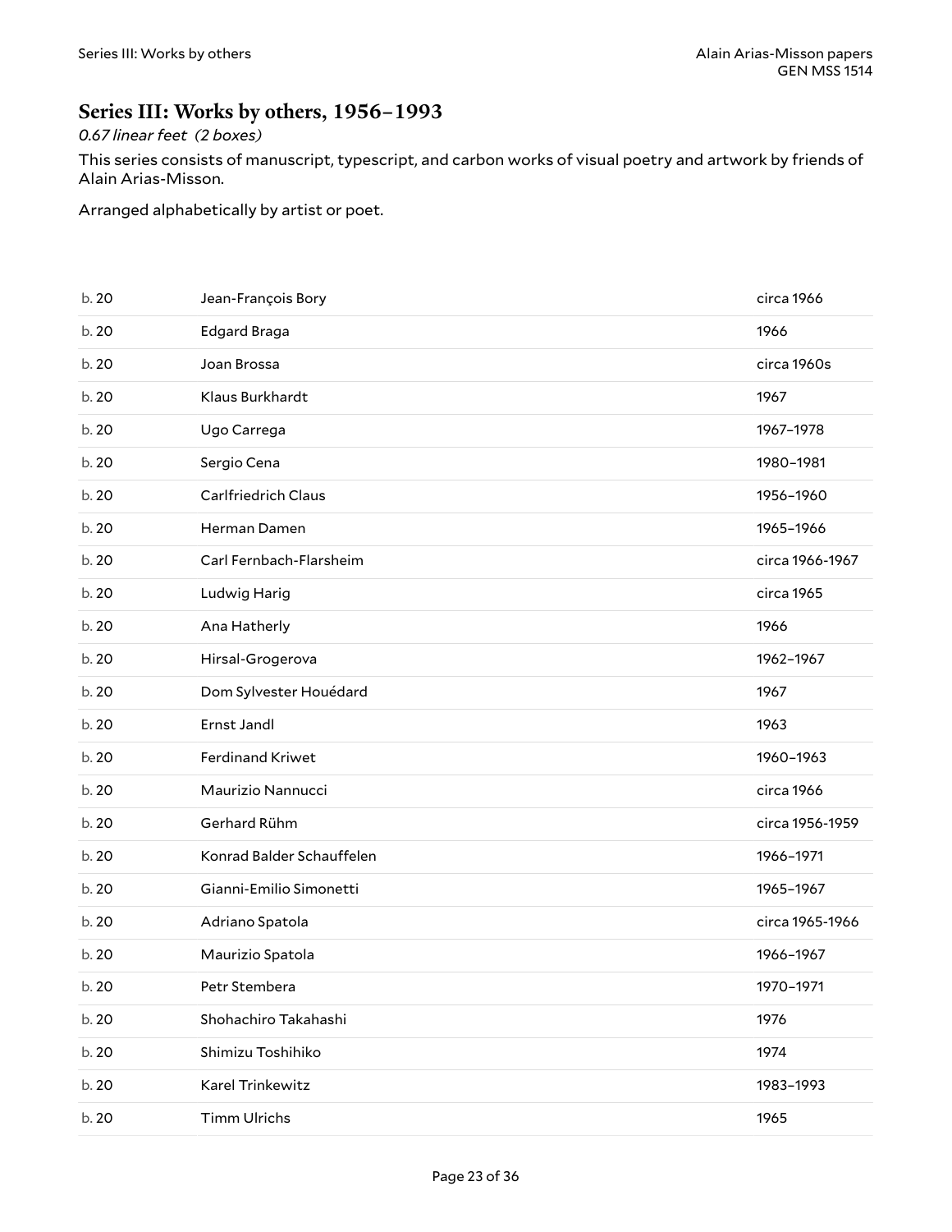## Series III: Works by others, 1956–1993

*0.67 linear feet (2 boxes)*

This series consists of manuscript, typescript, and carbon works of visual poetry and artwork by friends of Alain Arias-Misson.

Arranged alphabetically by artist or poet.

| | | |
|---|---|---|
| b. 20 | Jean-François Bory | circa 1966 |
| b. 20 | Edgard Braga | 1966 |
| b. 20 | Joan Brossa | circa 1960s |
| b. 20 | Klaus Burkhardt | 1967 |
| b. 20 | Ugo Carrega | 1967–1978 |
| b. 20 | Sergio Cena | 1980–1981 |
| b. 20 | Carlfriedrich Claus | 1956–1960 |
| b. 20 | Herman Damen | 1965–1966 |
| b. 20 | Carl Fernbach-Flarsheim | circa 1966-1967 |
| b. 20 | Ludwig Harig | circa 1965 |
| b. 20 | Ana Hatherly | 1966 |
| b. 20 | Hirsal-Grogerova | 1962–1967 |
| b. 20 | Dom Sylvester Houédard | 1967 |
| b. 20 | Ernst Jandl | 1963 |
| b. 20 | Ferdinand Kriwet | 1960–1963 |
| b. 20 | Maurizio Nannucci | circa 1966 |
| b. 20 | Gerhard Rühm | circa 1956-1959 |
| b. 20 | Konrad Balder Schauffelen | 1966–1971 |
| b. 20 | Gianni-Emilio Simonetti | 1965–1967 |
| b. 20 | Adriano Spatola | circa 1965-1966 |
| b. 20 | Maurizio Spatola | 1966–1967 |
| b. 20 | Petr Stembera | 1970–1971 |
| b. 20 | Shohachiro Takahashi | 1976 |
| b. 20 | Shimizu Toshihiko | 1974 |
| b. 20 | Karel Trinkewitz | 1983–1993 |
| b. 20 | Timm Ulrichs | 1965 |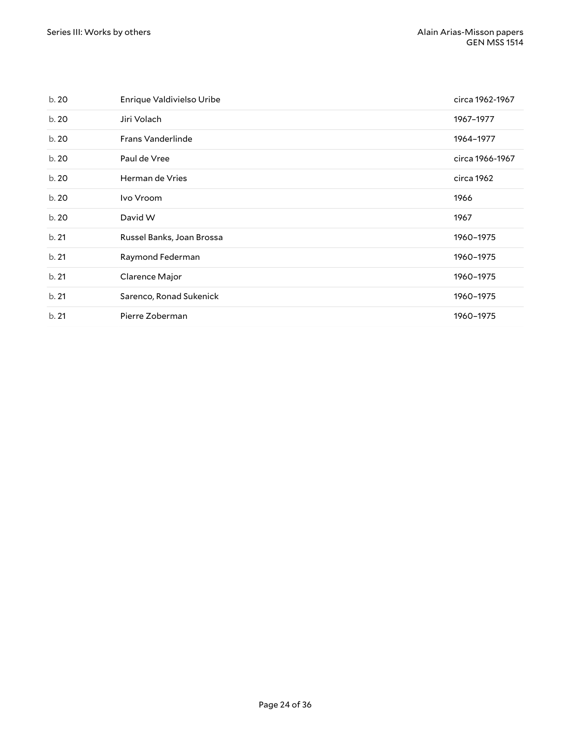| | | |
|---|---|---|
| b. 20 | Enrique Valdivielso Uribe | circa 1962-1967 |
| b. 20 | Jiri Volach | 1967–1977 |
| b. 20 | Frans Vanderlinde | 1964–1977 |
| b. 20 | Paul de Vree | circa 1966-1967 |
| b. 20 | Herman de Vries | circa 1962 |
| b. 20 | Ivo Vroom | 1966 |
| b. 20 | David W | 1967 |
| b. 21 | Russel Banks, Joan Brossa | 1960–1975 |
| b. 21 | Raymond Federman | 1960–1975 |
| b. 21 | Clarence Major | 1960–1975 |
| b. 21 | Sarenco, Ronad Sukenick | 1960–1975 |
| b. 21 | Pierre Zoberman | 1960–1975 |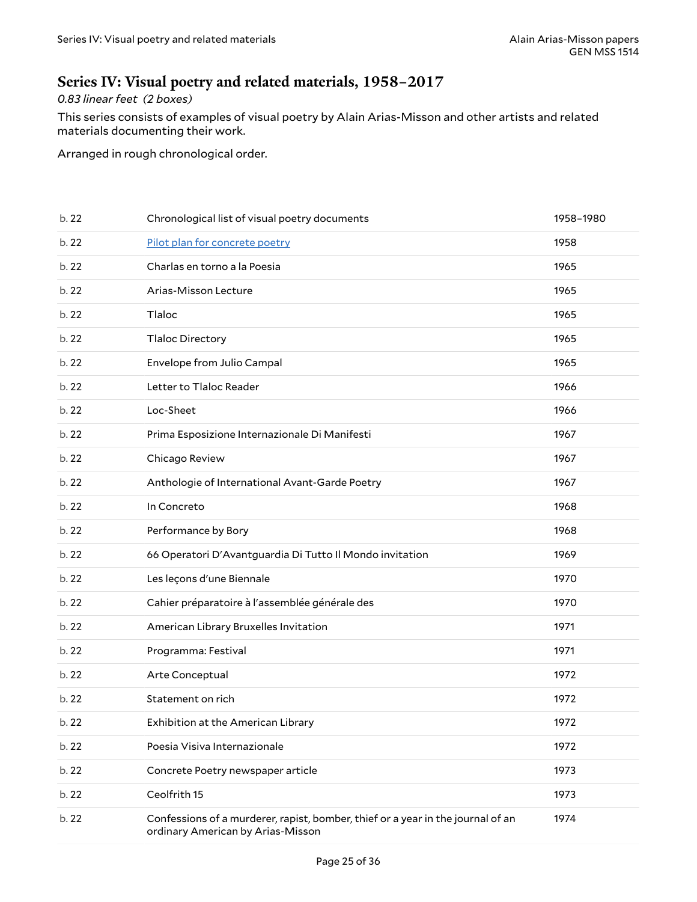## Series IV: Visual poetry and related materials, 1958–2017

*0.83 linear feet (2 boxes)*

This series consists of examples of visual poetry by Alain Arias-Misson and other artists and related materials documenting their work.

Arranged in rough chronological order.

| | | |
|---|---|---|
| b. 22 | Chronological list of visual poetry documents | 1958–1980 |
| b. 22 | Pilot plan for concrete poetry | 1958 |
| b. 22 | Charlas en torno a la Poesia | 1965 |
| b. 22 | Arias-Misson Lecture | 1965 |
| b. 22 | Tlaloc | 1965 |
| b. 22 | Tlaloc Directory | 1965 |
| b. 22 | Envelope from Julio Campal | 1965 |
| b. 22 | Letter to Tlaloc Reader | 1966 |
| b. 22 | Loc-Sheet | 1966 |
| b. 22 | Prima Esposizione Internazionale Di Manifesti | 1967 |
| b. 22 | Chicago Review | 1967 |
| b. 22 | Anthologie of International Avant-Garde Poetry | 1967 |
| b. 22 | In Concreto | 1968 |
| b. 22 | Performance by Bory | 1968 |
| b. 22 | 66 Operatori D'Avantguardia Di Tutto Il Mondo invitation | 1969 |
| b. 22 | Les leçons d'une Biennale | 1970 |
| b. 22 | Cahier préparatoire à l'assemblée générale des | 1970 |
| b. 22 | American Library Bruxelles Invitation | 1971 |
| b. 22 | Programma: Festival | 1971 |
| b. 22 | Arte Conceptual | 1972 |
| b. 22 | Statement on rich | 1972 |
| b. 22 | Exhibition at the American Library | 1972 |
| b. 22 | Poesia Visiva Internazionale | 1972 |
| b. 22 | Concrete Poetry newspaper article | 1973 |
| b. 22 | Ceolfrith 15 | 1973 |
| b. 22 | Confessions of a murderer, rapist, bomber, thief or a year in the journal of an ordinary American by Arias-Misson | 1974 |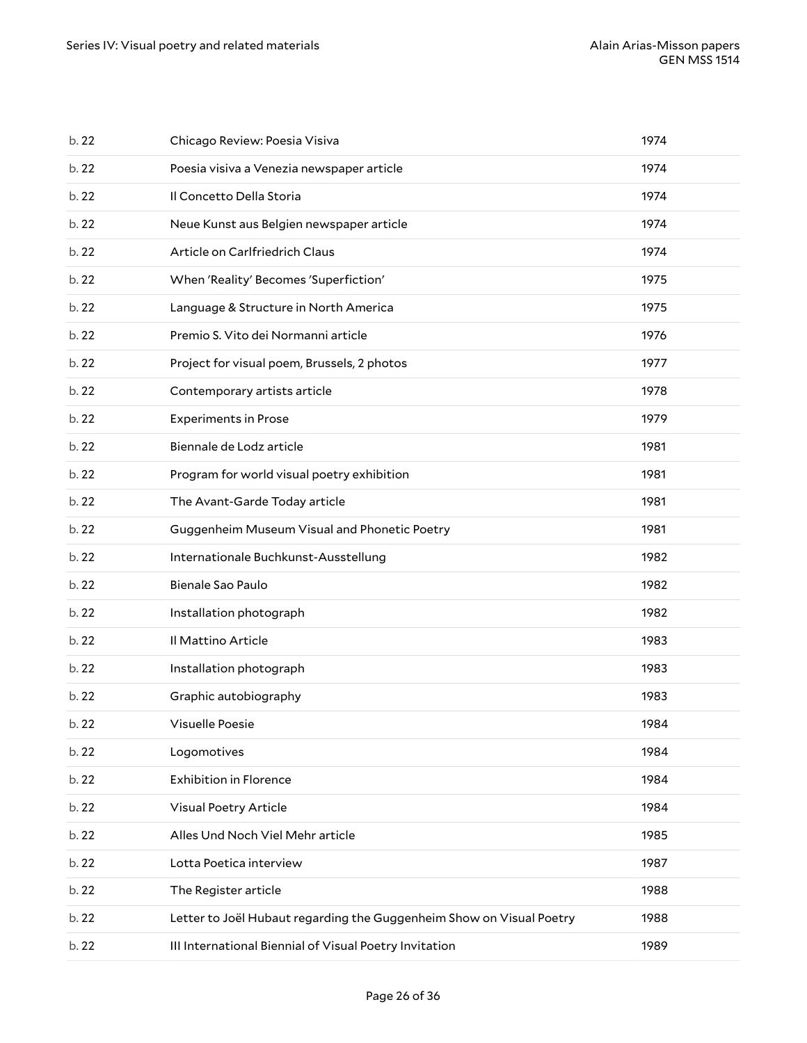| | | |
|---|---|---|
| b. 22 | Chicago Review: Poesia Visiva | 1974 |
| b. 22 | Poesia visiva a Venezia newspaper article | 1974 |
| b. 22 | Il Concetto Della Storia | 1974 |
| b. 22 | Neue Kunst aus Belgien newspaper article | 1974 |
| b. 22 | Article on Carlfriedrich Claus | 1974 |
| b. 22 | When 'Reality' Becomes 'Superfiction' | 1975 |
| b. 22 | Language & Structure in North America | 1975 |
| b. 22 | Premio S. Vito dei Normanni article | 1976 |
| b. 22 | Project for visual poem, Brussels, 2 photos | 1977 |
| b. 22 | Contemporary artists article | 1978 |
| b. 22 | Experiments in Prose | 1979 |
| b. 22 | Biennale de Lodz article | 1981 |
| b. 22 | Program for world visual poetry exhibition | 1981 |
| b. 22 | The Avant-Garde Today article | 1981 |
| b. 22 | Guggenheim Museum Visual and Phonetic Poetry | 1981 |
| b. 22 | Internationale Buchkunst-Ausstellung | 1982 |
| b. 22 | Bienale Sao Paulo | 1982 |
| b. 22 | Installation photograph | 1982 |
| b. 22 | Il Mattino Article | 1983 |
| b. 22 | Installation photograph | 1983 |
| b. 22 | Graphic autobiography | 1983 |
| b. 22 | Visuelle Poesie | 1984 |
| b. 22 | Logomotives | 1984 |
| b. 22 | Exhibition in Florence | 1984 |
| b. 22 | Visual Poetry Article | 1984 |
| b. 22 | Alles Und Noch Viel Mehr article | 1985 |
| b. 22 | Lotta Poetica interview | 1987 |
| b. 22 | The Register article | 1988 |
| b. 22 | Letter to Joël Hubaut regarding the Guggenheim Show on Visual Poetry | 1988 |
| b. 22 | III International Biennial of Visual Poetry Invitation | 1989 |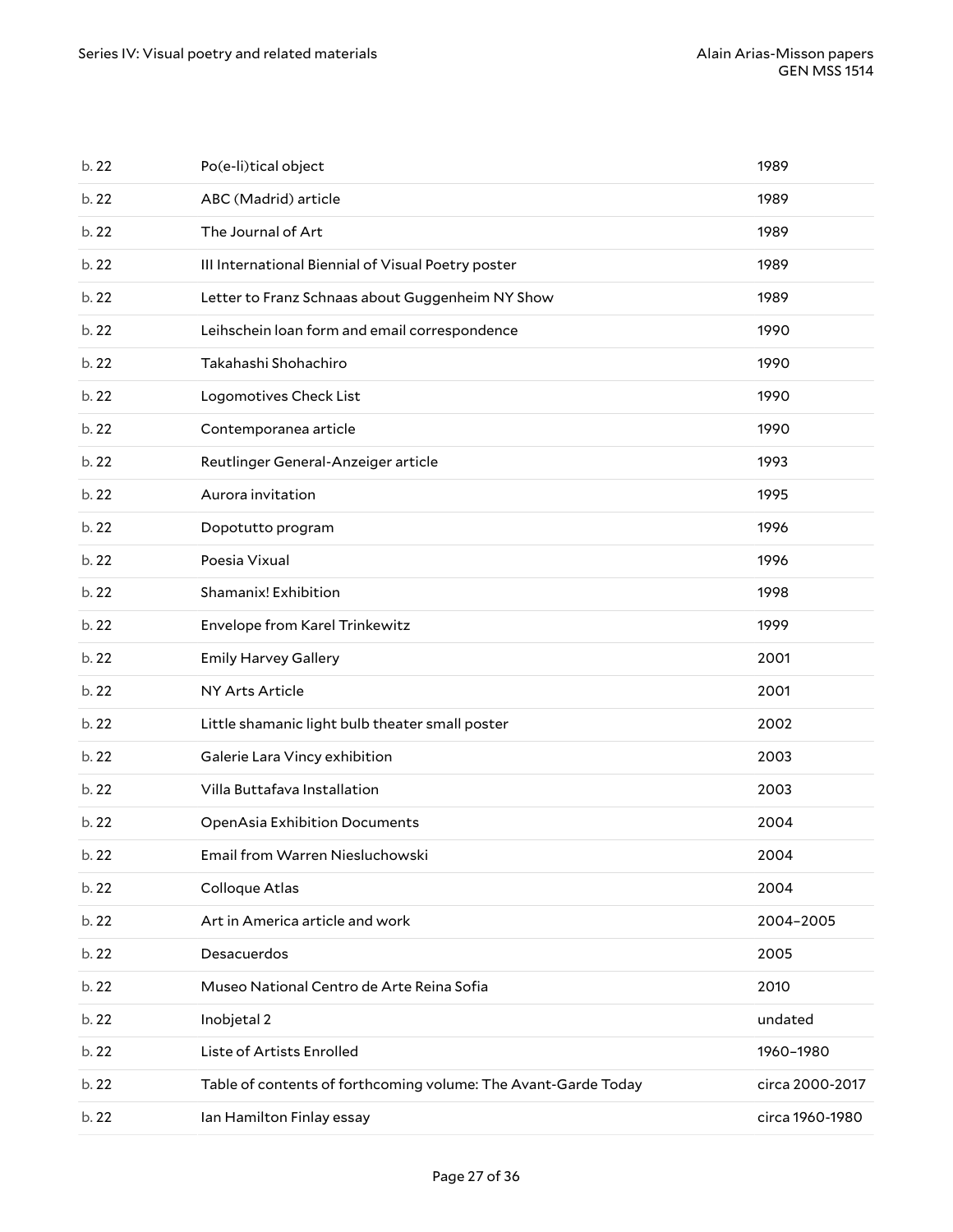| | | |
|---|---|---|
| b. 22 | Po(e-li)tical object | 1989 |
| b. 22 | ABC (Madrid) article | 1989 |
| b. 22 | The Journal of Art | 1989 |
| b. 22 | III International Biennial of Visual Poetry poster | 1989 |
| b. 22 | Letter to Franz Schnaas about Guggenheim NY Show | 1989 |
| b. 22 | Leihschein loan form and email correspondence | 1990 |
| b. 22 | Takahashi Shohachiro | 1990 |
| b. 22 | Logomotives Check List | 1990 |
| b. 22 | Contemporanea article | 1990 |
| b. 22 | Reutlinger General-Anzeiger article | 1993 |
| b. 22 | Aurora invitation | 1995 |
| b. 22 | Dopotutto program | 1996 |
| b. 22 | Poesia Vixual | 1996 |
| b. 22 | Shamanix! Exhibition | 1998 |
| b. 22 | Envelope from Karel Trinkewitz | 1999 |
| b. 22 | Emily Harvey Gallery | 2001 |
| b. 22 | NY Arts Article | 2001 |
| b. 22 | Little shamanic light bulb theater small poster | 2002 |
| b. 22 | Galerie Lara Vincy exhibition | 2003 |
| b. 22 | Villa Buttafava Installation | 2003 |
| b. 22 | OpenAsia Exhibition Documents | 2004 |
| b. 22 | Email from Warren Niesluchowski | 2004 |
| b. 22 | Colloque Atlas | 2004 |
| b. 22 | Art in America article and work | 2004–2005 |
| b. 22 | Desacuerdos | 2005 |
| b. 22 | Museo National Centro de Arte Reina Sofia | 2010 |
| b. 22 | Inobjetal 2 | undated |
| b. 22 | Liste of Artists Enrolled | 1960–1980 |
| b. 22 | Table of contents of forthcoming volume: The Avant-Garde Today | circa 2000-2017 |
| b. 22 | Ian Hamilton Finlay essay | circa 1960-1980 |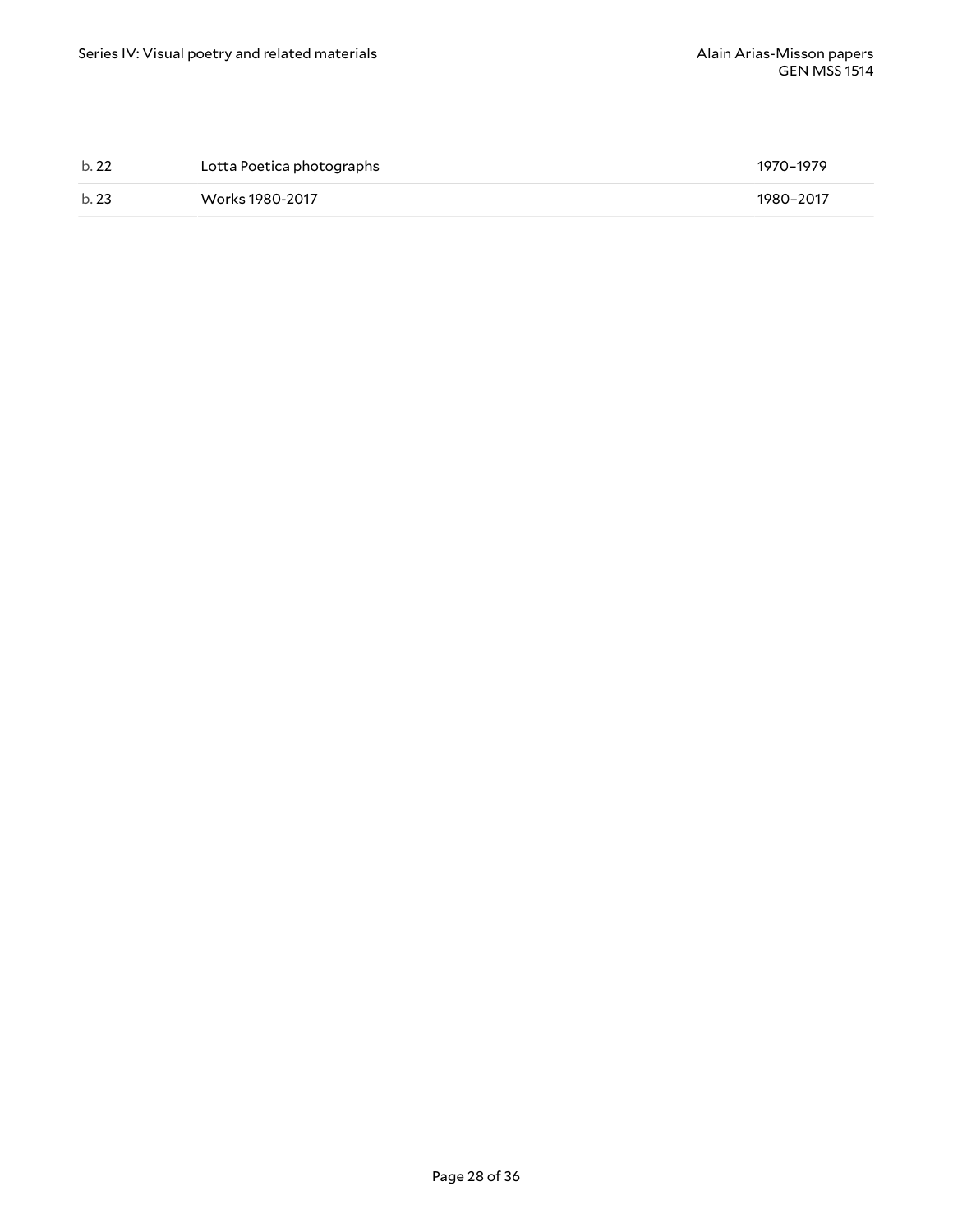| | | |
|---|---|---|
| b. 22 | Lotta Poetica photographs | 1970–1979 |
| b. 23 | Works 1980-2017 | 1980–2017 |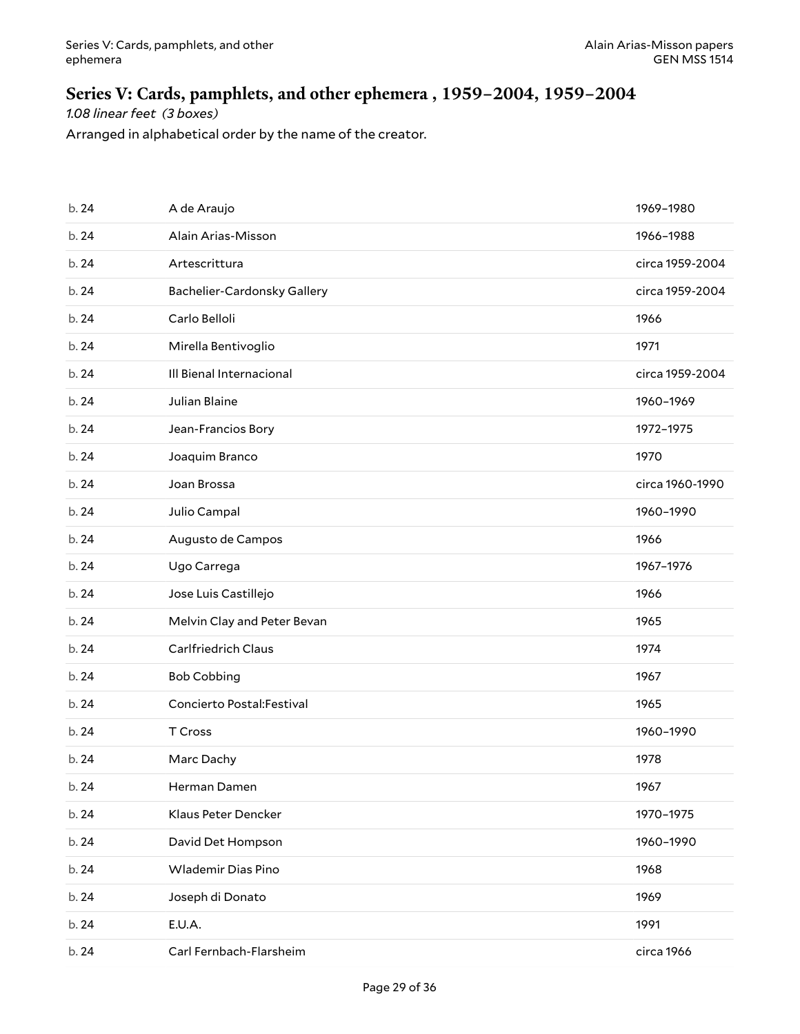## Series V: Cards, pamphlets, and other ephemera , 1959–2004, 1959–2004

*1.08 linear feet (3 boxes)*

Arranged in alphabetical order by the name of the creator.

| | | |
|---|---|---|
| b. 24 | A de Araujo | 1969–1980 |
| b. 24 | Alain Arias-Misson | 1966–1988 |
| b. 24 | Artescrittura | circa 1959-2004 |
| b. 24 | Bachelier-Cardonsky Gallery | circa 1959-2004 |
| b. 24 | Carlo Belloli | 1966 |
| b. 24 | Mirella Bentivoglio | 1971 |
| b. 24 | Ill Bienal Internacional | circa 1959-2004 |
| b. 24 | Julian Blaine | 1960–1969 |
| b. 24 | Jean-Francios Bory | 1972–1975 |
| b. 24 | Joaquim Branco | 1970 |
| b. 24 | Joan Brossa | circa 1960-1990 |
| b. 24 | Julio Campal | 1960–1990 |
| b. 24 | Augusto de Campos | 1966 |
| b. 24 | Ugo Carrega | 1967–1976 |
| b. 24 | Jose Luis Castillejo | 1966 |
| b. 24 | Melvin Clay and Peter Bevan | 1965 |
| b. 24 | Carlfriedrich Claus | 1974 |
| b. 24 | Bob Cobbing | 1967 |
| b. 24 | Concierto Postal:Festival | 1965 |
| b. 24 | T Cross | 1960–1990 |
| b. 24 | Marc Dachy | 1978 |
| b. 24 | Herman Damen | 1967 |
| b. 24 | Klaus Peter Dencker | 1970–1975 |
| b. 24 | David Det Hompson | 1960–1990 |
| b. 24 | Wlademir Dias Pino | 1968 |
| b. 24 | Joseph di Donato | 1969 |
| b. 24 | E.U.A. | 1991 |
| b. 24 | Carl Fernbach-Flarsheim | circa 1966 |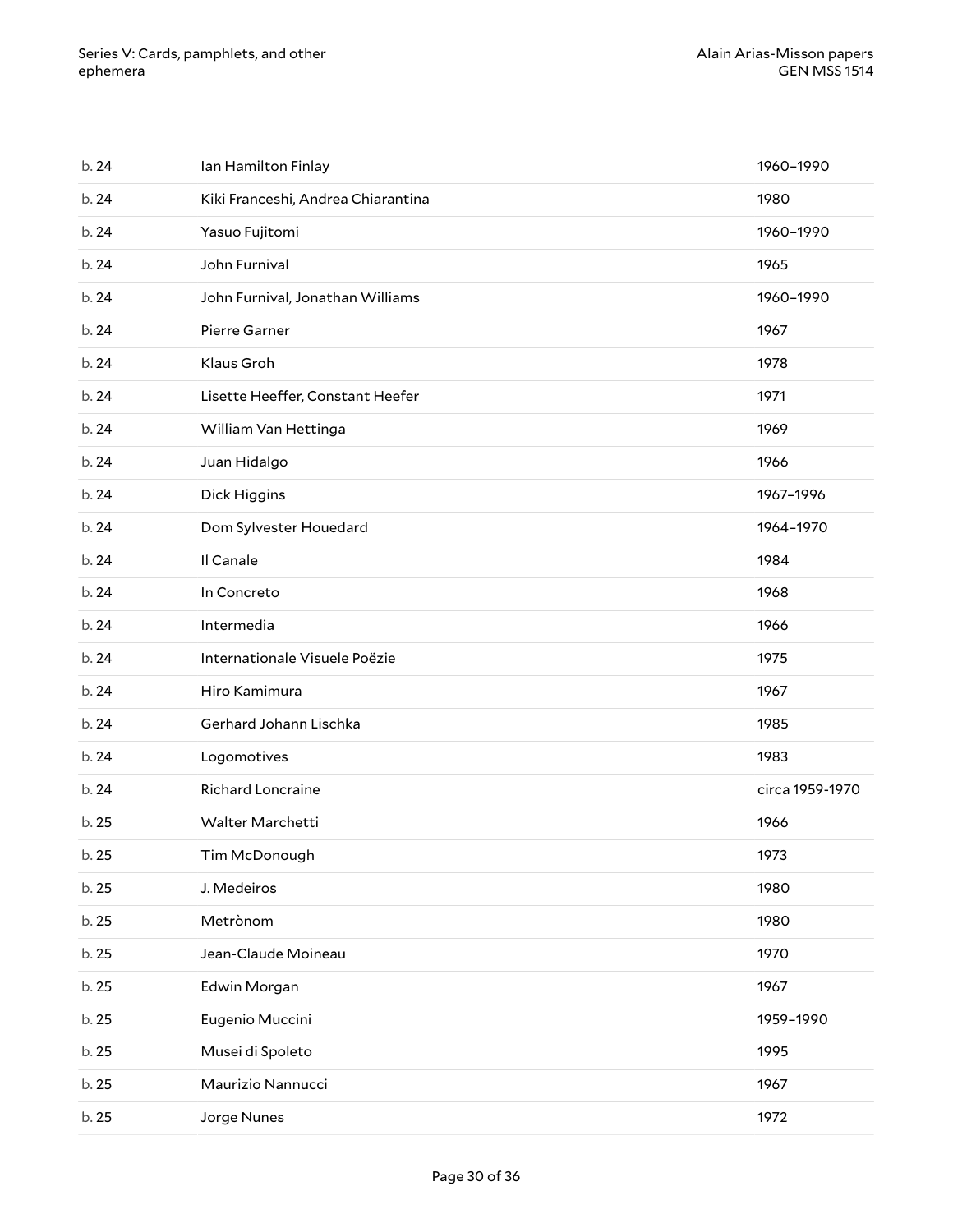| | | |
|---|---|---|
| b. 24 | Ian Hamilton Finlay | 1960–1990 |
| b. 24 | Kiki Franceshi, Andrea Chiarantina | 1980 |
| b. 24 | Yasuo Fujitomi | 1960–1990 |
| b. 24 | John Furnival | 1965 |
| b. 24 | John Furnival, Jonathan Williams | 1960–1990 |
| b. 24 | Pierre Garner | 1967 |
| b. 24 | Klaus Groh | 1978 |
| b. 24 | Lisette Heeffer, Constant Heefer | 1971 |
| b. 24 | William Van Hettinga | 1969 |
| b. 24 | Juan Hidalgo | 1966 |
| b. 24 | Dick Higgins | 1967–1996 |
| b. 24 | Dom Sylvester Houedard | 1964–1970 |
| b. 24 | Il Canale | 1984 |
| b. 24 | In Concreto | 1968 |
| b. 24 | Intermedia | 1966 |
| b. 24 | Internationale Visuele Poëzie | 1975 |
| b. 24 | Hiro Kamimura | 1967 |
| b. 24 | Gerhard Johann Lischka | 1985 |
| b. 24 | Logomotives | 1983 |
| b. 24 | Richard Loncraine | circa 1959-1970 |
| b. 25 | Walter Marchetti | 1966 |
| b. 25 | Tim McDonough | 1973 |
| b. 25 | J. Medeiros | 1980 |
| b. 25 | Metrònom | 1980 |
| b. 25 | Jean-Claude Moineau | 1970 |
| b. 25 | Edwin Morgan | 1967 |
| b. 25 | Eugenio Muccini | 1959–1990 |
| b. 25 | Musei di Spoleto | 1995 |
| b. 25 | Maurizio Nannucci | 1967 |
| b. 25 | Jorge Nunes | 1972 |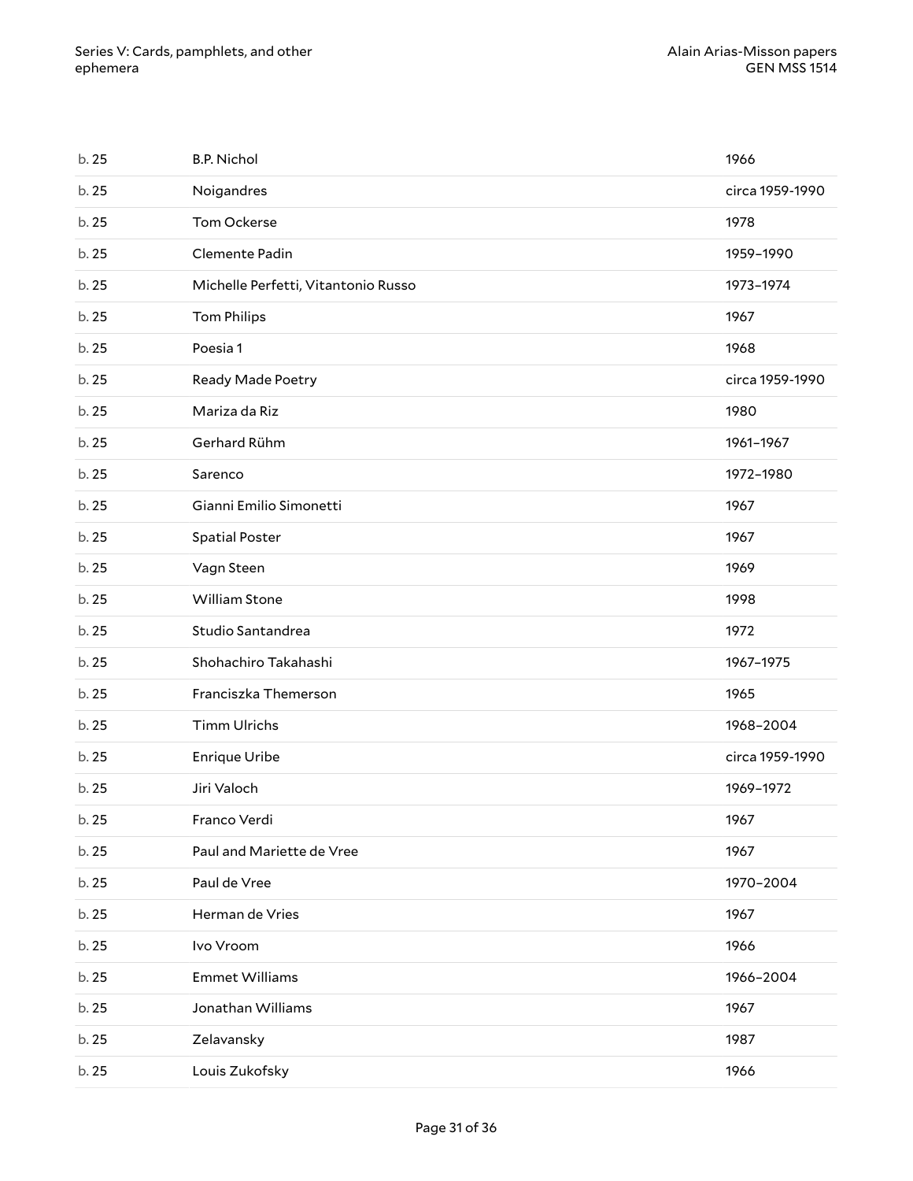| | | |
|---|---|---|
| b. 25 | B.P. Nichol | 1966 |
| b. 25 | Noigandres | circa 1959-1990 |
| b. 25 | Tom Ockerse | 1978 |
| b. 25 | Clemente Padin | 1959–1990 |
| b. 25 | Michelle Perfetti, Vitantonio Russo | 1973–1974 |
| b. 25 | Tom Philips | 1967 |
| b. 25 | Poesia 1 | 1968 |
| b. 25 | Ready Made Poetry | circa 1959-1990 |
| b. 25 | Mariza da Riz | 1980 |
| b. 25 | Gerhard Rühm | 1961–1967 |
| b. 25 | Sarenco | 1972–1980 |
| b. 25 | Gianni Emilio Simonetti | 1967 |
| b. 25 | Spatial Poster | 1967 |
| b. 25 | Vagn Steen | 1969 |
| b. 25 | William Stone | 1998 |
| b. 25 | Studio Santandrea | 1972 |
| b. 25 | Shohachiro Takahashi | 1967–1975 |
| b. 25 | Franciszka Themerson | 1965 |
| b. 25 | Timm Ulrichs | 1968–2004 |
| b. 25 | Enrique Uribe | circa 1959-1990 |
| b. 25 | Jiri Valoch | 1969–1972 |
| b. 25 | Franco Verdi | 1967 |
| b. 25 | Paul and Mariette de Vree | 1967 |
| b. 25 | Paul de Vree | 1970–2004 |
| b. 25 | Herman de Vries | 1967 |
| b. 25 | Ivo Vroom | 1966 |
| b. 25 | Emmet Williams | 1966–2004 |
| b. 25 | Jonathan Williams | 1967 |
| b. 25 | Zelavansky | 1987 |
| b. 25 | Louis Zukofsky | 1966 |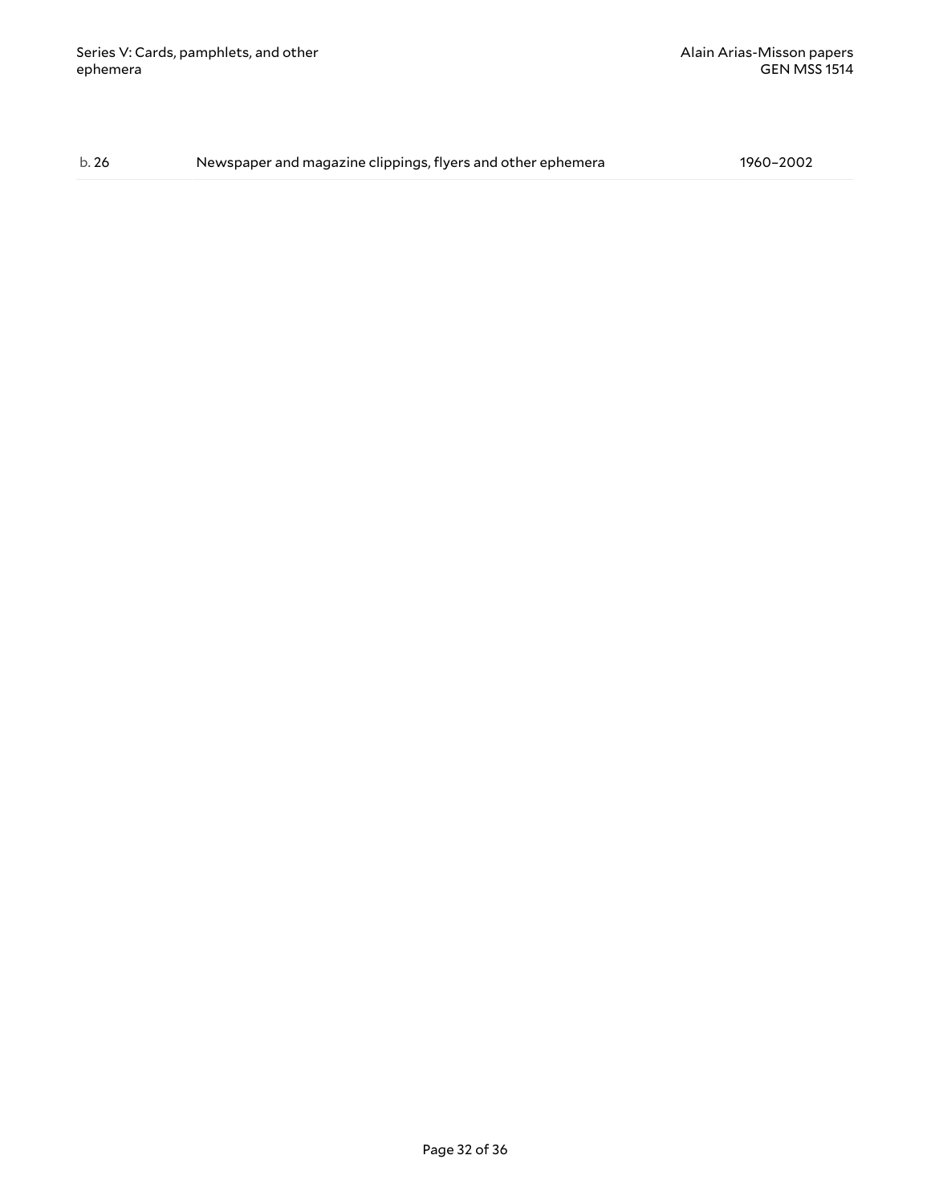| b. 26 | Newspaper and magazine clippings, flyers and other ephemera | 1960–2002 |
| --- | --- | --- |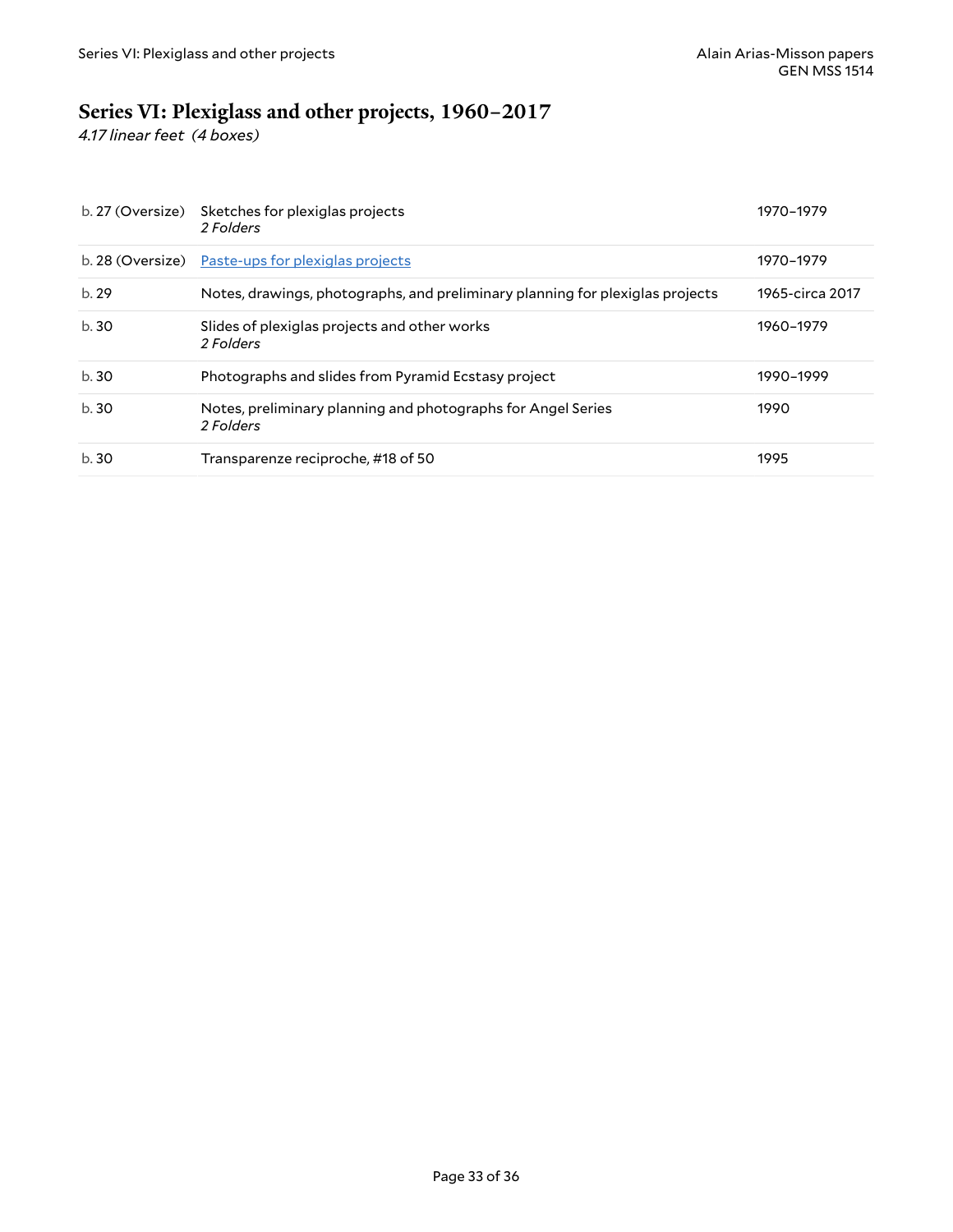## Series VI: Plexiglass and other projects, 1960–2017

*4.17 linear feet (4 boxes)*

| | | |
|---|---|---|
| b. 27 (Oversize) | Sketches for plexiglas projects<br>*2 Folders* | 1970–1979 |
| b. 28 (Oversize) | Paste-ups for plexiglas projects | 1970–1979 |
| b. 29 | Notes, drawings, photographs, and preliminary planning for plexiglas projects | 1965-circa 2017 |
| b. 30 | Slides of plexiglas projects and other works<br>*2 Folders* | 1960–1979 |
| b. 30 | Photographs and slides from Pyramid Ecstasy project | 1990–1999 |
| b. 30 | Notes, preliminary planning and photographs for Angel Series<br>*2 Folders* | 1990 |
| b. 30 | Transparenze reciproche, #18 of 50 | 1995 |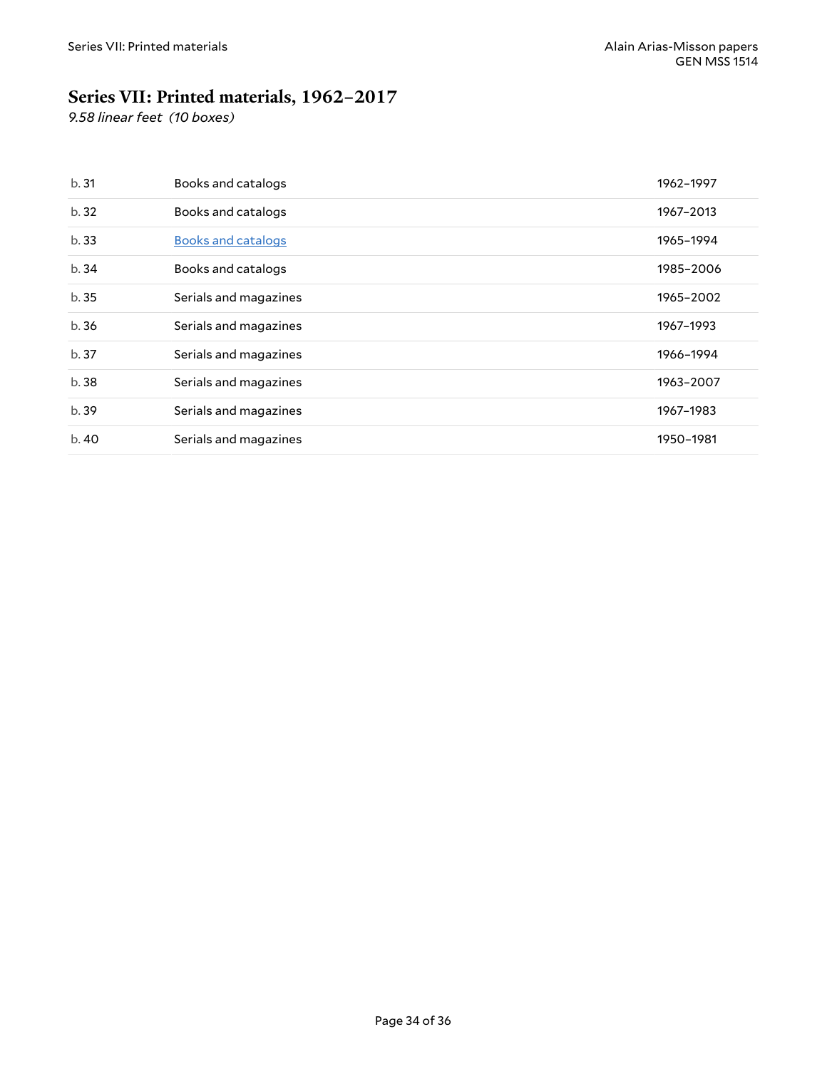## Series VII: Printed materials, 1962–2017

*9.58 linear feet (10 boxes)*

| | | |
|---|---|---|
| b. 31 | Books and catalogs | 1962–1997 |
| b. 32 | Books and catalogs | 1967–2013 |
| b. 33 | Books and catalogs | 1965–1994 |
| b. 34 | Books and catalogs | 1985–2006 |
| b. 35 | Serials and magazines | 1965–2002 |
| b. 36 | Serials and magazines | 1967–1993 |
| b. 37 | Serials and magazines | 1966–1994 |
| b. 38 | Serials and magazines | 1963–2007 |
| b. 39 | Serials and magazines | 1967–1983 |
| b. 40 | Serials and magazines | 1950–1981 |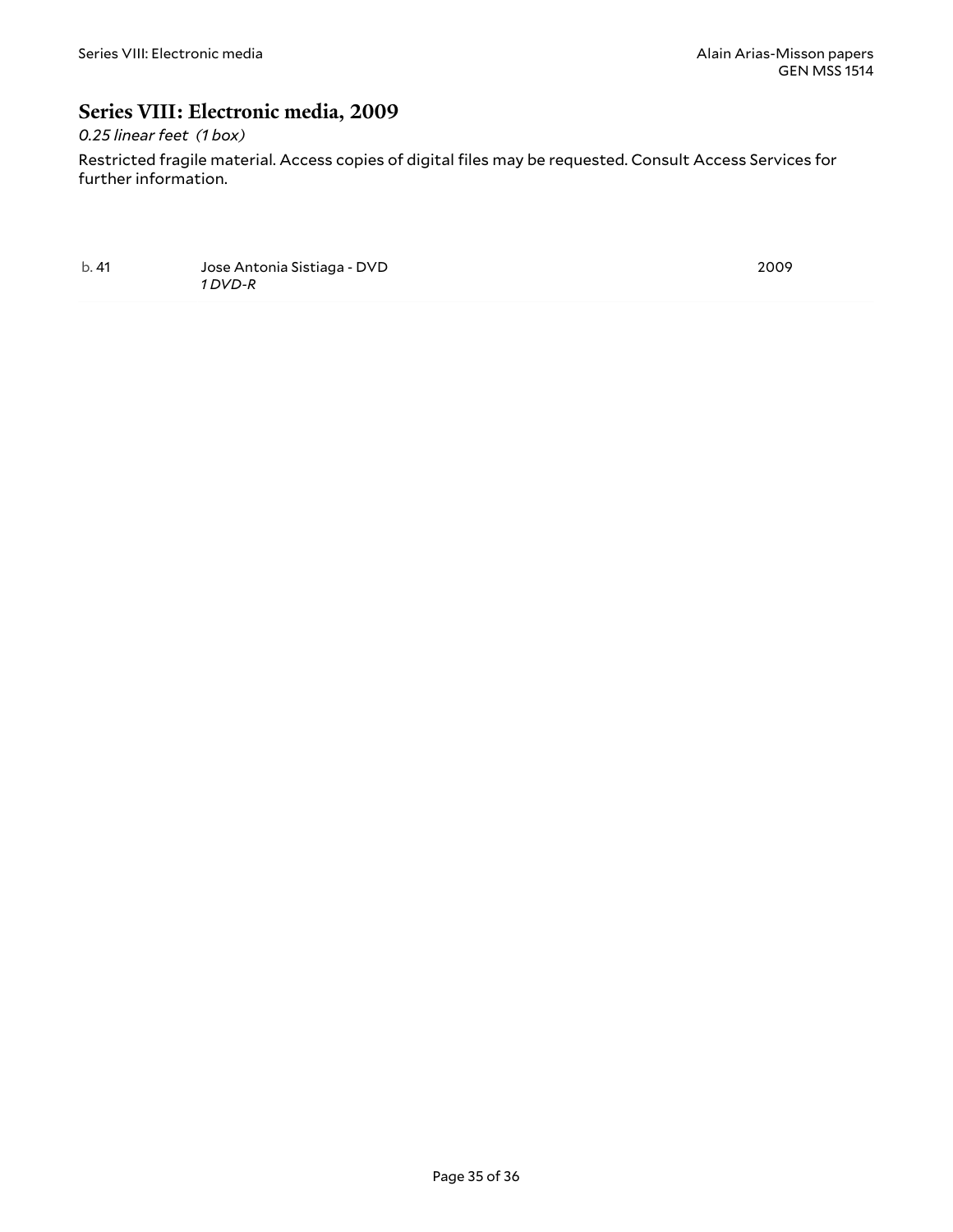## Series VIII: Electronic media, 2009

*0.25 linear feet (1 box)*

Restricted fragile material. Access copies of digital files may be requested. Consult Access Services for further information.

| | | |
|---|---|---|
| b. 41 | Jose Antonia Sistiaga - DVD<br>*1 DVD-R* | 2009 |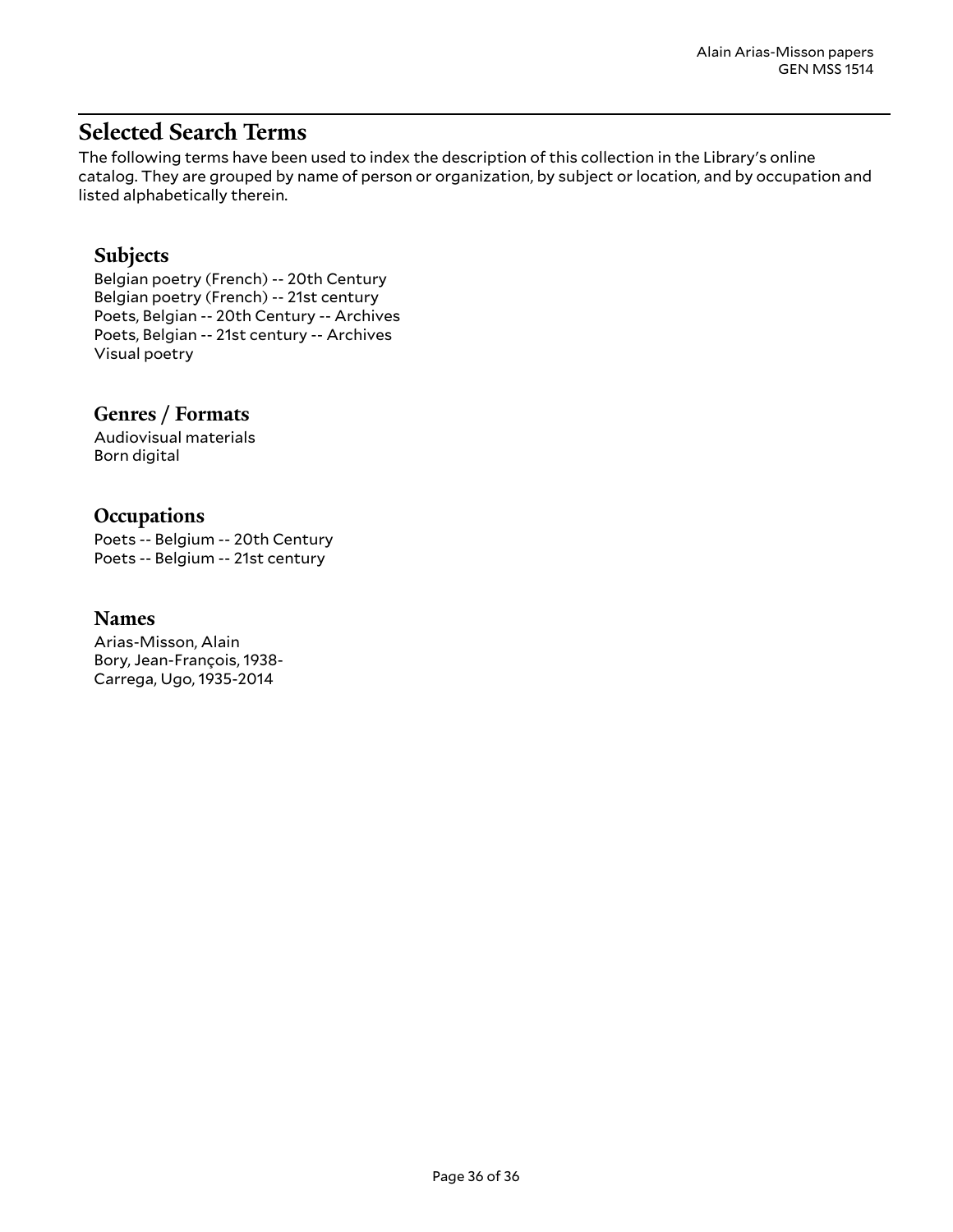## Selected Search Terms

The following terms have been used to index the description of this collection in the Library's online catalog. They are grouped by name of person or organization, by subject or location, and by occupation and listed alphabetically therein.

### Subjects

Belgian poetry (French) -- 20th Century
Belgian poetry (French) -- 21st century
Poets, Belgian -- 20th Century -- Archives
Poets, Belgian -- 21st century -- Archives
Visual poetry

### Genres / Formats

Audiovisual materials
Born digital

### Occupations

Poets -- Belgium -- 20th Century
Poets -- Belgium -- 21st century

### Names

Arias-Misson, Alain
Bory, Jean-François, 1938-
Carrega, Ugo, 1935-2014